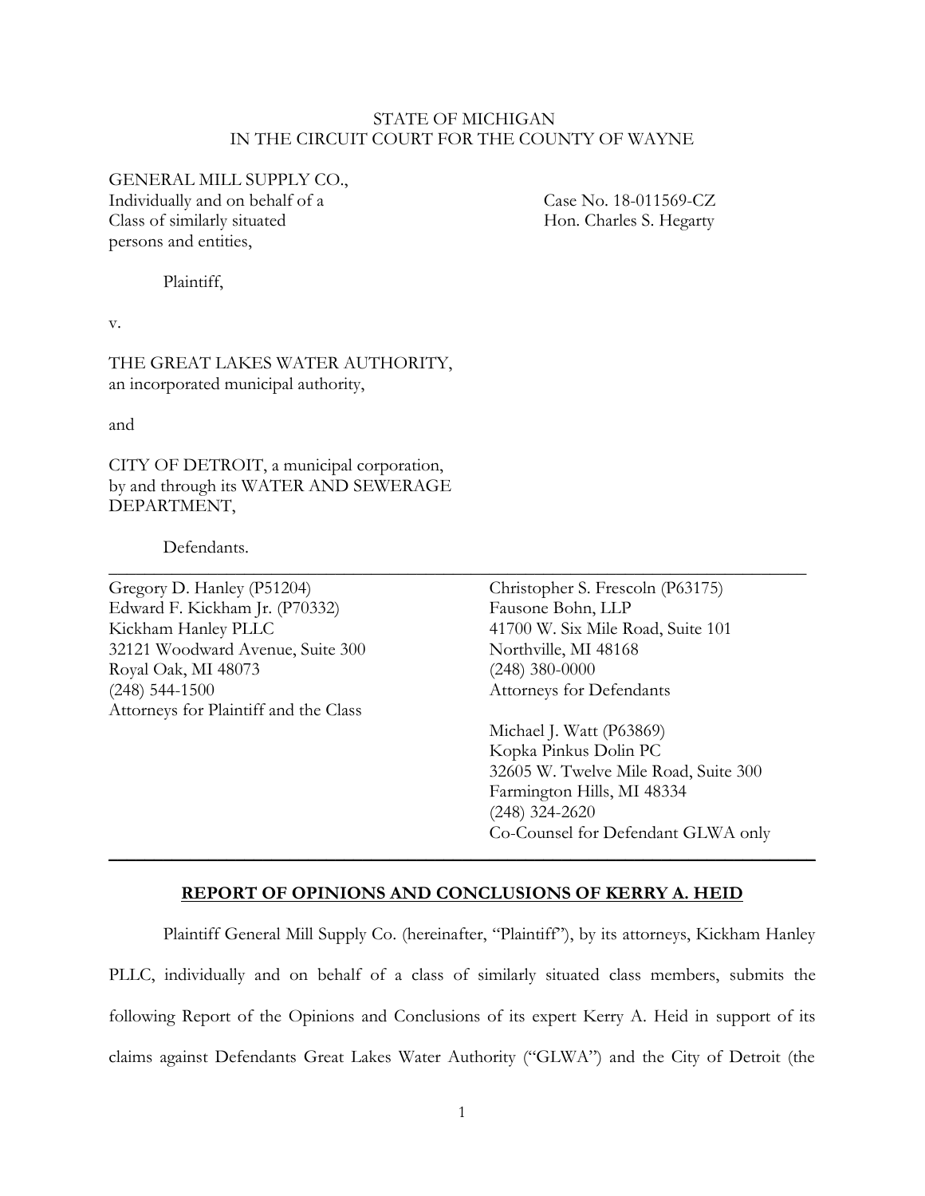STATE OF MICHIGAN
IN THE CIRCUIT COURT FOR THE COUNTY OF WAYNE

GENERAL MILL SUPPLY CO.,
Individually and on behalf of a
Class of similarly situated
persons and entities,

Case No. 18-011569-CZ
Hon. Charles S. Hegarty

Plaintiff,

v.

THE GREAT LAKES WATER AUTHORITY,
an incorporated municipal authority,

and

CITY OF DETROIT, a municipal corporation,
by and through its WATER AND SEWERAGE
DEPARTMENT,

Defendants.

---

Gregory D. Hanley (P51204)
Edward F. Kickham Jr. (P70332)
Kickham Hanley PLLC
32121 Woodward Avenue, Suite 300
Royal Oak, MI 48073
(248) 544-1500
Attorneys for Plaintiff and the Class

Christopher S. Frescoln (P63175)
Fausone Bohn, LLP
41700 W. Six Mile Road, Suite 101
Northville, MI 48168
(248) 380-0000
Attorneys for Defendants

Michael J. Watt (P63869)
Kopka Pinkus Dolin PC
32605 W. Twelve Mile Road, Suite 300
Farmington Hills, MI 48334
(248) 324-2620
Co-Counsel for Defendant GLWA only

---

**REPORT OF OPINIONS AND CONCLUSIONS OF KERRY A. HEID**

Plaintiff General Mill Supply Co. (hereinafter, "Plaintiff"), by its attorneys, Kickham Hanley PLLC, individually and on behalf of a class of similarly situated class members, submits the following Report of the Opinions and Conclusions of its expert Kerry A. Heid in support of its claims against Defendants Great Lakes Water Authority ("GLWA") and the City of Detroit (the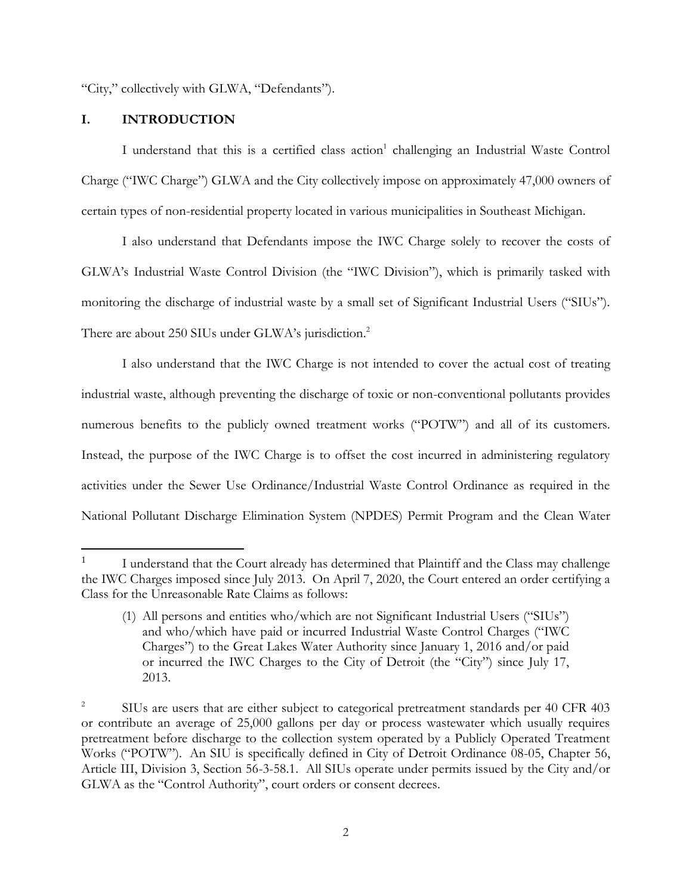"City," collectively with GLWA, "Defendants").

## I. INTRODUCTION

I understand that this is a certified class action[1] challenging an Industrial Waste Control Charge ("IWC Charge") GLWA and the City collectively impose on approximately 47,000 owners of certain types of non-residential property located in various municipalities in Southeast Michigan.

I also understand that Defendants impose the IWC Charge solely to recover the costs of GLWA's Industrial Waste Control Division (the "IWC Division"), which is primarily tasked with monitoring the discharge of industrial waste by a small set of Significant Industrial Users ("SIUs"). There are about 250 SIUs under GLWA's jurisdiction.[2]

I also understand that the IWC Charge is not intended to cover the actual cost of treating industrial waste, although preventing the discharge of toxic or non-conventional pollutants provides numerous benefits to the publicly owned treatment works ("POTW") and all of its customers. Instead, the purpose of the IWC Charge is to offset the cost incurred in administering regulatory activities under the Sewer Use Ordinance/Industrial Waste Control Ordinance as required in the National Pollutant Discharge Elimination System (NPDES) Permit Program and the Clean Water

---

[1] I understand that the Court already has determined that Plaintiff and the Class may challenge the IWC Charges imposed since July 2013. On April 7, 2020, the Court entered an order certifying a Class for the Unreasonable Rate Claims as follows:

> (1) All persons and entities who/which are not Significant Industrial Users ("SIUs") and who/which have paid or incurred Industrial Waste Control Charges ("IWC Charges") to the Great Lakes Water Authority since January 1, 2016 and/or paid or incurred the IWC Charges to the City of Detroit (the "City") since July 17, 2013.

[2] SIUs are users that are either subject to categorical pretreatment standards per 40 CFR 403 or contribute an average of 25,000 gallons per day or process wastewater which usually requires pretreatment before discharge to the collection system operated by a Publicly Operated Treatment Works ("POTW"). An SIU is specifically defined in City of Detroit Ordinance 08-05, Chapter 56, Article III, Division 3, Section 56-3-58.1. All SIUs operate under permits issued by the City and/or GLWA as the "Control Authority", court orders or consent decrees.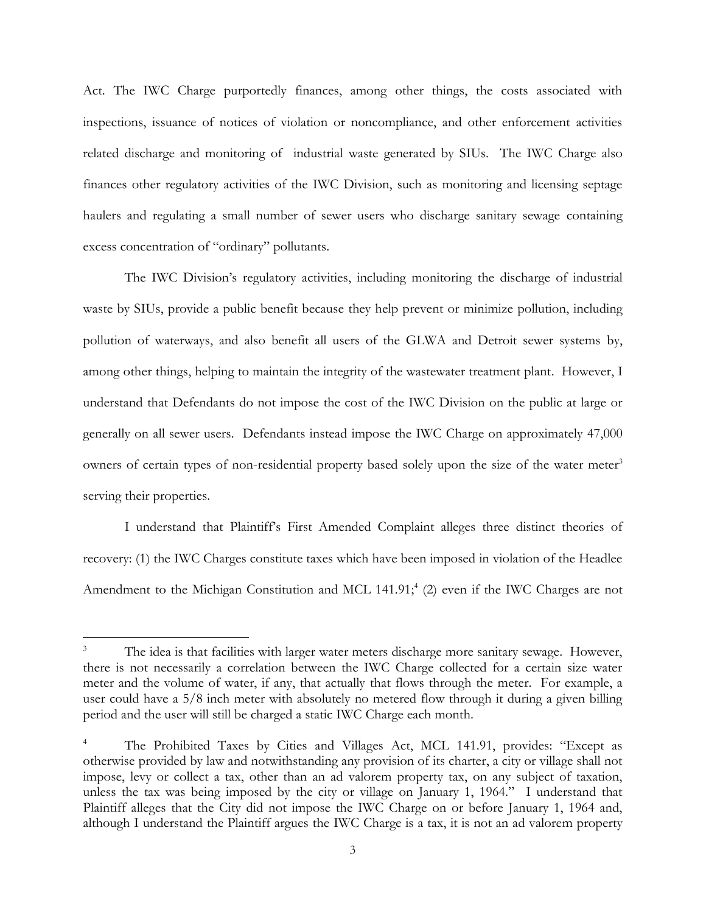Act. The IWC Charge purportedly finances, among other things, the costs associated with inspections, issuance of notices of violation or noncompliance, and other enforcement activities related discharge and monitoring of industrial waste generated by SIUs. The IWC Charge also finances other regulatory activities of the IWC Division, such as monitoring and licensing septage haulers and regulating a small number of sewer users who discharge sanitary sewage containing excess concentration of "ordinary" pollutants.

The IWC Division's regulatory activities, including monitoring the discharge of industrial waste by SIUs, provide a public benefit because they help prevent or minimize pollution, including pollution of waterways, and also benefit all users of the GLWA and Detroit sewer systems by, among other things, helping to maintain the integrity of the wastewater treatment plant. However, I understand that Defendants do not impose the cost of the IWC Division on the public at large or generally on all sewer users. Defendants instead impose the IWC Charge on approximately 47,000 owners of certain types of non-residential property based solely upon the size of the water meter[3] serving their properties.

I understand that Plaintiff's First Amended Complaint alleges three distinct theories of recovery: (1) the IWC Charges constitute taxes which have been imposed in violation of the Headlee Amendment to the Michigan Constitution and MCL 141.91;[4] (2) even if the IWC Charges are not

---

[3] The idea is that facilities with larger water meters discharge more sanitary sewage. However, there is not necessarily a correlation between the IWC Charge collected for a certain size water meter and the volume of water, if any, that actually that flows through the meter. For example, a user could have a 5/8 inch meter with absolutely no metered flow through it during a given billing period and the user will still be charged a static IWC Charge each month.

[4] The Prohibited Taxes by Cities and Villages Act, MCL 141.91, provides: "Except as otherwise provided by law and notwithstanding any provision of its charter, a city or village shall not impose, levy or collect a tax, other than an ad valorem property tax, on any subject of taxation, unless the tax was being imposed by the city or village on January 1, 1964." I understand that Plaintiff alleges that the City did not impose the IWC Charge on or before January 1, 1964 and, although I understand the Plaintiff argues the IWC Charge is a tax, it is not an ad valorem property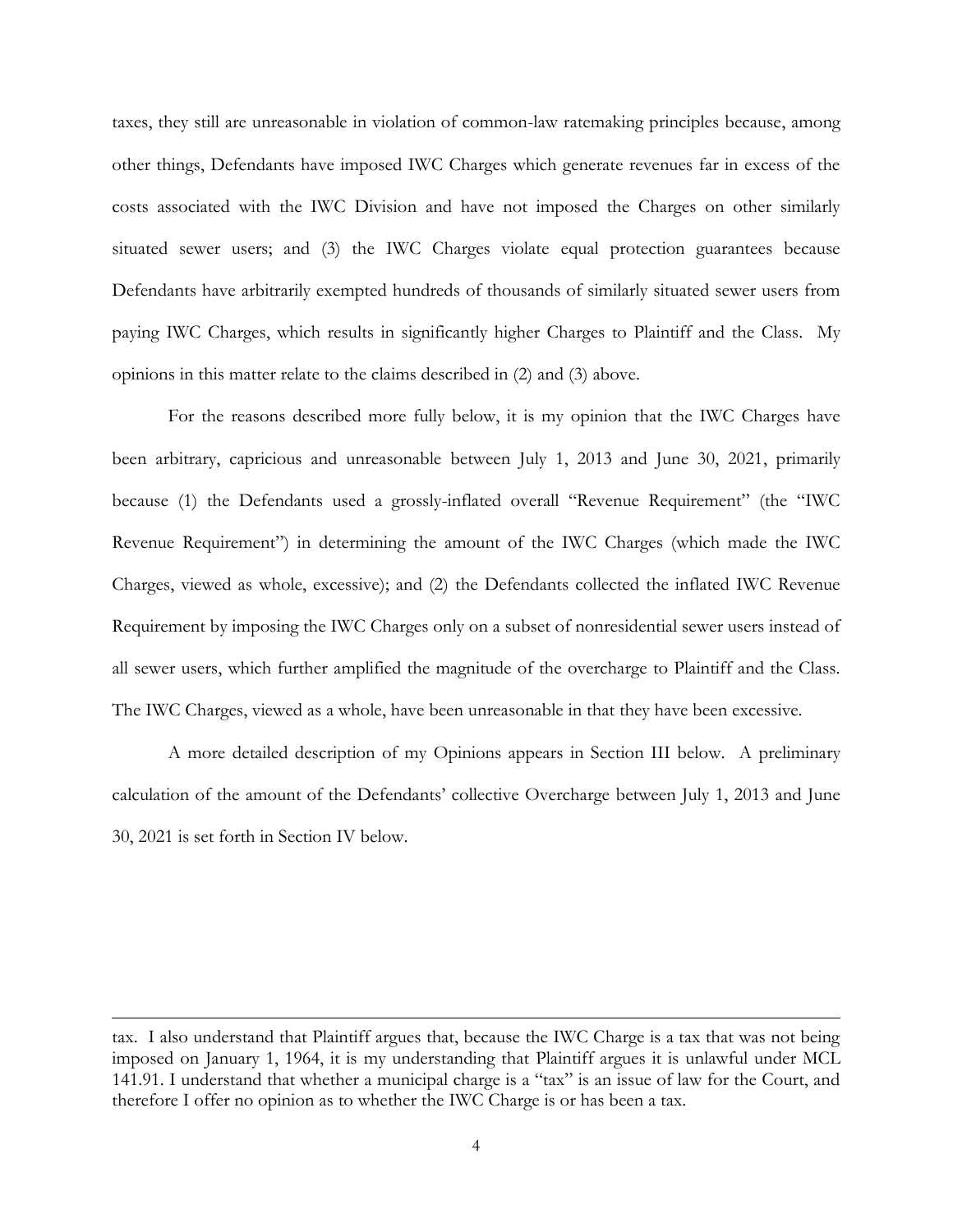taxes, they still are unreasonable in violation of common-law ratemaking principles because, among other things, Defendants have imposed IWC Charges which generate revenues far in excess of the costs associated with the IWC Division and have not imposed the Charges on other similarly situated sewer users; and (3) the IWC Charges violate equal protection guarantees because Defendants have arbitrarily exempted hundreds of thousands of similarly situated sewer users from paying IWC Charges, which results in significantly higher Charges to Plaintiff and the Class. My opinions in this matter relate to the claims described in (2) and (3) above.

For the reasons described more fully below, it is my opinion that the IWC Charges have been arbitrary, capricious and unreasonable between July 1, 2013 and June 30, 2021, primarily because (1) the Defendants used a grossly-inflated overall "Revenue Requirement" (the "IWC Revenue Requirement") in determining the amount of the IWC Charges (which made the IWC Charges, viewed as whole, excessive); and (2) the Defendants collected the inflated IWC Revenue Requirement by imposing the IWC Charges only on a subset of nonresidential sewer users instead of all sewer users, which further amplified the magnitude of the overcharge to Plaintiff and the Class. The IWC Charges, viewed as a whole, have been unreasonable in that they have been excessive.

A more detailed description of my Opinions appears in Section III below. A preliminary calculation of the amount of the Defendants' collective Overcharge between July 1, 2013 and June 30, 2021 is set forth in Section IV below.

---

tax. I also understand that Plaintiff argues that, because the IWC Charge is a tax that was not being imposed on January 1, 1964, it is my understanding that Plaintiff argues it is unlawful under MCL 141.91. I understand that whether a municipal charge is a "tax" is an issue of law for the Court, and therefore I offer no opinion as to whether the IWC Charge is or has been a tax.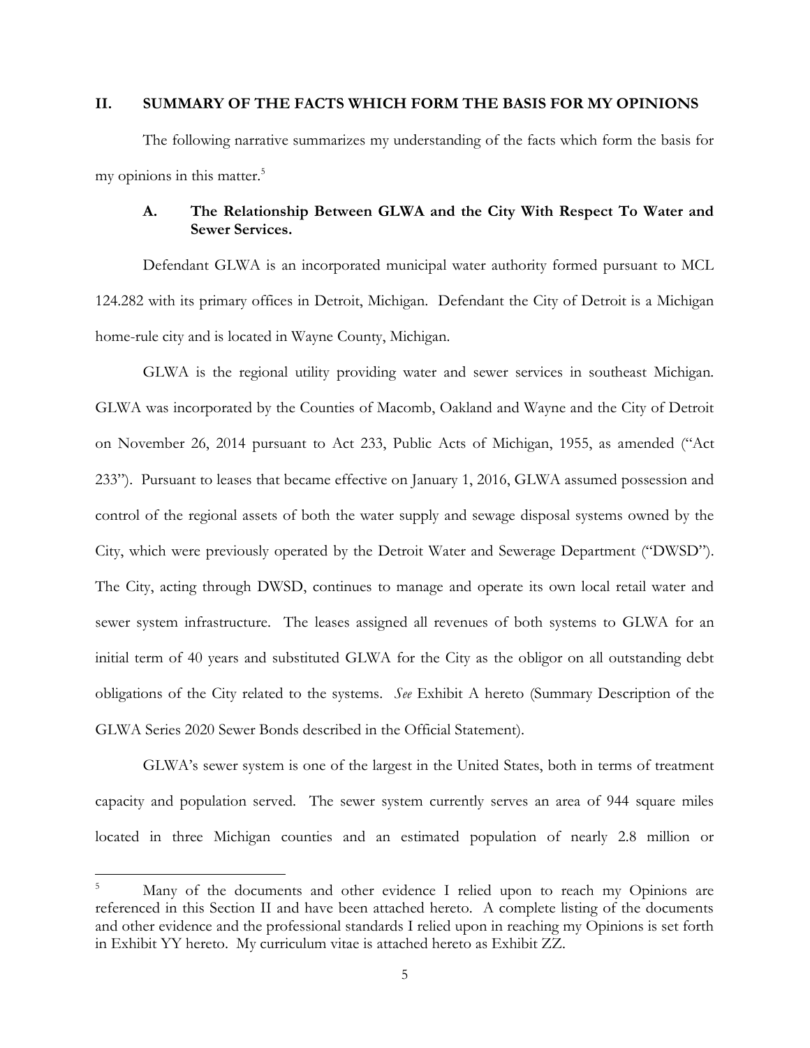## II. SUMMARY OF THE FACTS WHICH FORM THE BASIS FOR MY OPINIONS

The following narrative summarizes my understanding of the facts which form the basis for my opinions in this matter.[5]

### A. The Relationship Between GLWA and the City With Respect To Water and Sewer Services.

Defendant GLWA is an incorporated municipal water authority formed pursuant to MCL 124.282 with its primary offices in Detroit, Michigan. Defendant the City of Detroit is a Michigan home-rule city and is located in Wayne County, Michigan.

GLWA is the regional utility providing water and sewer services in southeast Michigan. GLWA was incorporated by the Counties of Macomb, Oakland and Wayne and the City of Detroit on November 26, 2014 pursuant to Act 233, Public Acts of Michigan, 1955, as amended ("Act 233"). Pursuant to leases that became effective on January 1, 2016, GLWA assumed possession and control of the regional assets of both the water supply and sewage disposal systems owned by the City, which were previously operated by the Detroit Water and Sewerage Department ("DWSD"). The City, acting through DWSD, continues to manage and operate its own local retail water and sewer system infrastructure. The leases assigned all revenues of both systems to GLWA for an initial term of 40 years and substituted GLWA for the City as the obligor on all outstanding debt obligations of the City related to the systems. *See* Exhibit A hereto (Summary Description of the GLWA Series 2020 Sewer Bonds described in the Official Statement).

GLWA's sewer system is one of the largest in the United States, both in terms of treatment capacity and population served. The sewer system currently serves an area of 944 square miles located in three Michigan counties and an estimated population of nearly 2.8 million or

---

[5] Many of the documents and other evidence I relied upon to reach my Opinions are referenced in this Section II and have been attached hereto. A complete listing of the documents and other evidence and the professional standards I relied upon in reaching my Opinions is set forth in Exhibit YY hereto. My curriculum vitae is attached hereto as Exhibit ZZ.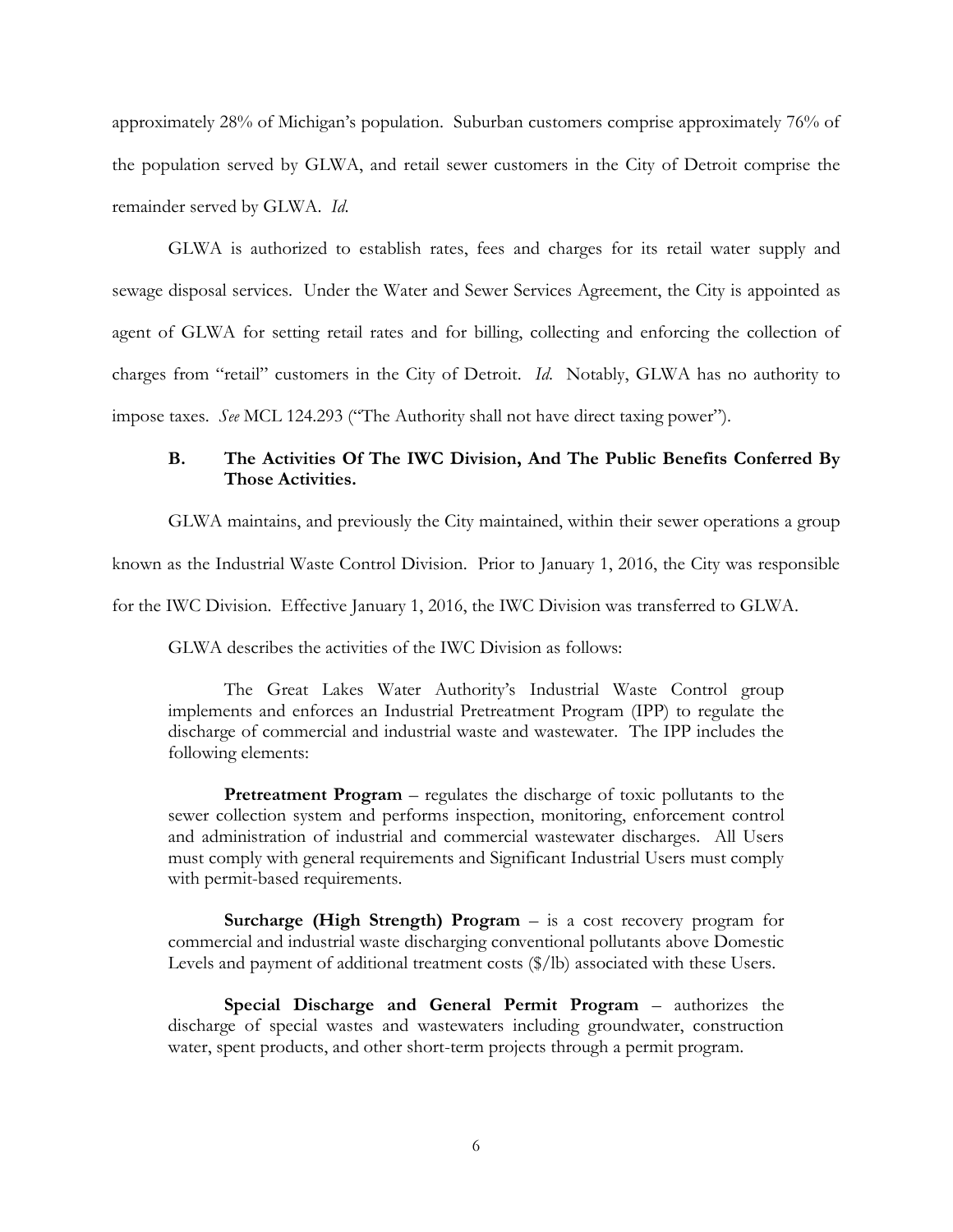approximately 28% of Michigan's population. Suburban customers comprise approximately 76% of the population served by GLWA, and retail sewer customers in the City of Detroit comprise the remainder served by GLWA. *Id.*

GLWA is authorized to establish rates, fees and charges for its retail water supply and sewage disposal services. Under the Water and Sewer Services Agreement, the City is appointed as agent of GLWA for setting retail rates and for billing, collecting and enforcing the collection of charges from "retail" customers in the City of Detroit. *Id.* Notably, GLWA has no authority to impose taxes. *See* MCL 124.293 ("The Authority shall not have direct taxing power").

### B. The Activities Of The IWC Division, And The Public Benefits Conferred By Those Activities.

GLWA maintains, and previously the City maintained, within their sewer operations a group known as the Industrial Waste Control Division. Prior to January 1, 2016, the City was responsible for the IWC Division. Effective January 1, 2016, the IWC Division was transferred to GLWA.

GLWA describes the activities of the IWC Division as follows:

> The Great Lakes Water Authority's Industrial Waste Control group implements and enforces an Industrial Pretreatment Program (IPP) to regulate the discharge of commercial and industrial waste and wastewater. The IPP includes the following elements:
>
> **Pretreatment Program** – regulates the discharge of toxic pollutants to the sewer collection system and performs inspection, monitoring, enforcement control and administration of industrial and commercial wastewater discharges. All Users must comply with general requirements and Significant Industrial Users must comply with permit-based requirements.
>
> **Surcharge (High Strength) Program** – is a cost recovery program for commercial and industrial waste discharging conventional pollutants above Domestic Levels and payment of additional treatment costs ($/lb) associated with these Users.
>
> **Special Discharge and General Permit Program** – authorizes the discharge of special wastes and wastewaters including groundwater, construction water, spent products, and other short-term projects through a permit program.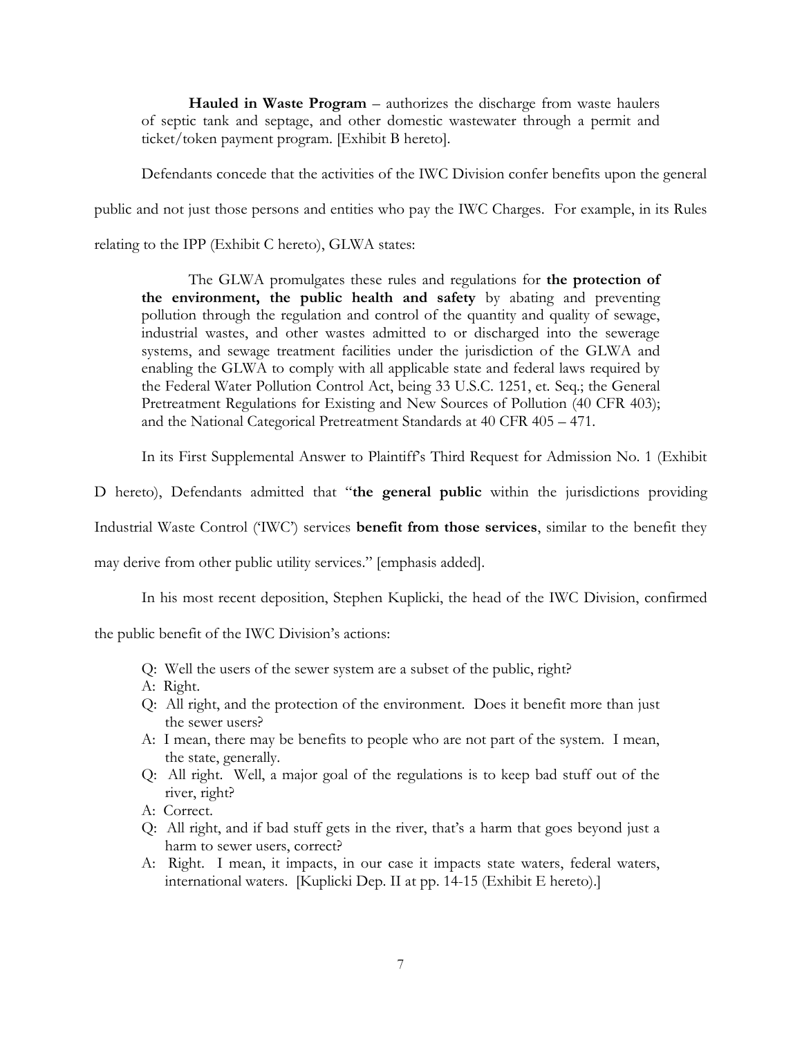> **Hauled in Waste Program** – authorizes the discharge from waste haulers of septic tank and septage, and other domestic wastewater through a permit and ticket/token payment program. [Exhibit B hereto].

Defendants concede that the activities of the IWC Division confer benefits upon the general public and not just those persons and entities who pay the IWC Charges. For example, in its Rules relating to the IPP (Exhibit C hereto), GLWA states:

> The GLWA promulgates these rules and regulations for **the protection of the environment, the public health and safety** by abating and preventing pollution through the regulation and control of the quantity and quality of sewage, industrial wastes, and other wastes admitted to or discharged into the sewerage systems, and sewage treatment facilities under the jurisdiction of the GLWA and enabling the GLWA to comply with all applicable state and federal laws required by the Federal Water Pollution Control Act, being 33 U.S.C. 1251, et. Seq.; the General Pretreatment Regulations for Existing and New Sources of Pollution (40 CFR 403); and the National Categorical Pretreatment Standards at 40 CFR 405 – 471.

In its First Supplemental Answer to Plaintiff's Third Request for Admission No. 1 (Exhibit D hereto), Defendants admitted that "**the general public** within the jurisdictions providing Industrial Waste Control ('IWC') services **benefit from those services**, similar to the benefit they may derive from other public utility services." [emphasis added].

In his most recent deposition, Stephen Kuplicki, the head of the IWC Division, confirmed the public benefit of the IWC Division's actions:

> Q: Well the users of the sewer system are a subset of the public, right?
>
> A: Right.
>
> Q: All right, and the protection of the environment. Does it benefit more than just the sewer users?
>
> A: I mean, there may be benefits to people who are not part of the system. I mean, the state, generally.
>
> Q: All right. Well, a major goal of the regulations is to keep bad stuff out of the river, right?
>
> A: Correct.
>
> Q: All right, and if bad stuff gets in the river, that's a harm that goes beyond just a harm to sewer users, correct?
>
> A: Right. I mean, it impacts, in our case it impacts state waters, federal waters, international waters. [Kuplicki Dep. II at pp. 14-15 (Exhibit E hereto).]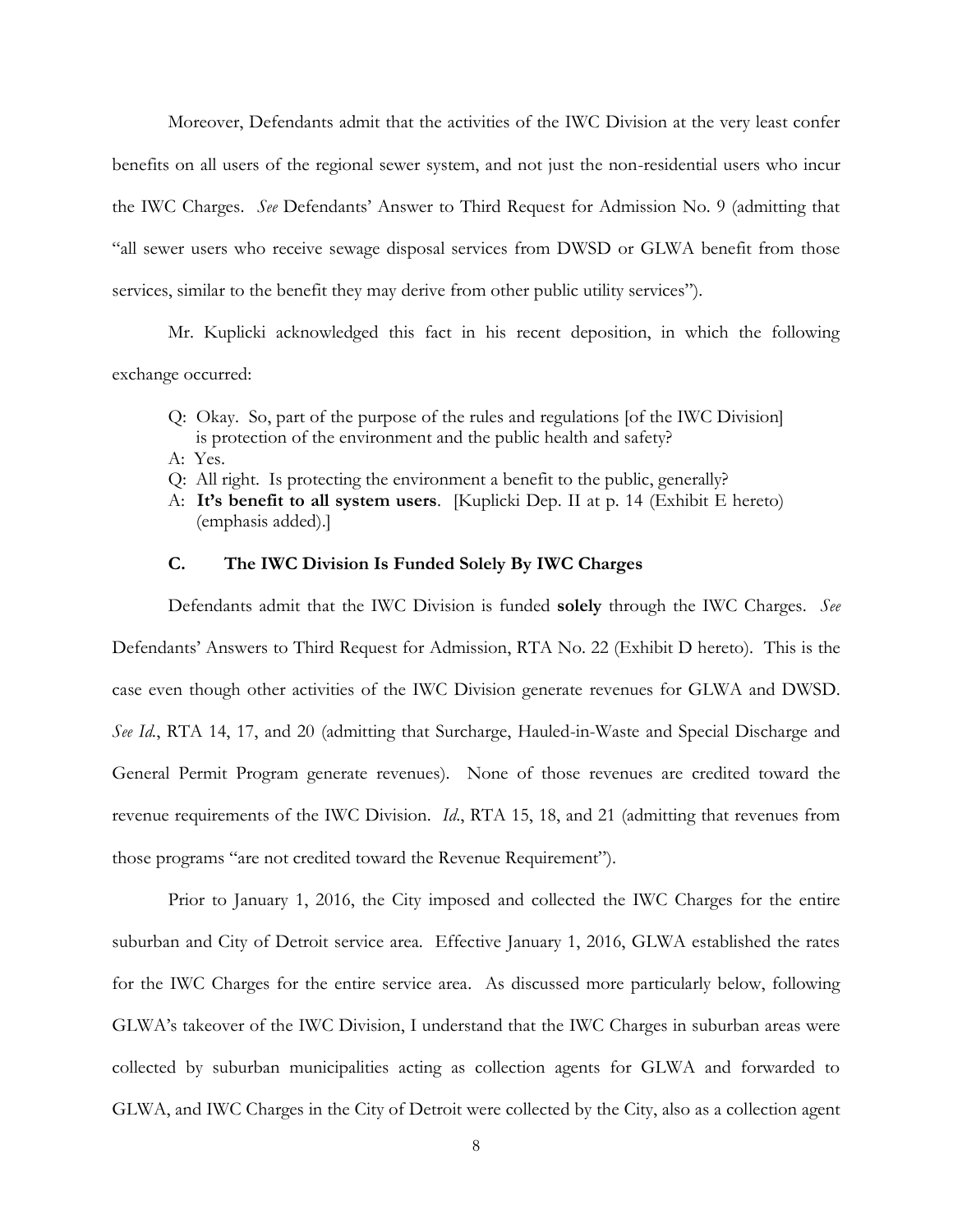Moreover, Defendants admit that the activities of the IWC Division at the very least confer benefits on all users of the regional sewer system, and not just the non-residential users who incur the IWC Charges. *See* Defendants' Answer to Third Request for Admission No. 9 (admitting that "all sewer users who receive sewage disposal services from DWSD or GLWA benefit from those services, similar to the benefit they may derive from other public utility services").

Mr. Kuplicki acknowledged this fact in his recent deposition, in which the following exchange occurred:

> Q: Okay. So, part of the purpose of the rules and regulations [of the IWC Division] is protection of the environment and the public health and safety?
>
> A: Yes.
>
> Q: All right. Is protecting the environment a benefit to the public, generally?
>
> A: **It's benefit to all system users**. [Kuplicki Dep. II at p. 14 (Exhibit E hereto) (emphasis added).]

### C. The IWC Division Is Funded Solely By IWC Charges

Defendants admit that the IWC Division is funded **solely** through the IWC Charges. *See* Defendants' Answers to Third Request for Admission, RTA No. 22 (Exhibit D hereto). This is the case even though other activities of the IWC Division generate revenues for GLWA and DWSD. *See Id.*, RTA 14, 17, and 20 (admitting that Surcharge, Hauled-in-Waste and Special Discharge and General Permit Program generate revenues). None of those revenues are credited toward the revenue requirements of the IWC Division. *Id.*, RTA 15, 18, and 21 (admitting that revenues from those programs "are not credited toward the Revenue Requirement").

Prior to January 1, 2016, the City imposed and collected the IWC Charges for the entire suburban and City of Detroit service area. Effective January 1, 2016, GLWA established the rates for the IWC Charges for the entire service area. As discussed more particularly below, following GLWA's takeover of the IWC Division, I understand that the IWC Charges in suburban areas were collected by suburban municipalities acting as collection agents for GLWA and forwarded to GLWA, and IWC Charges in the City of Detroit were collected by the City, also as a collection agent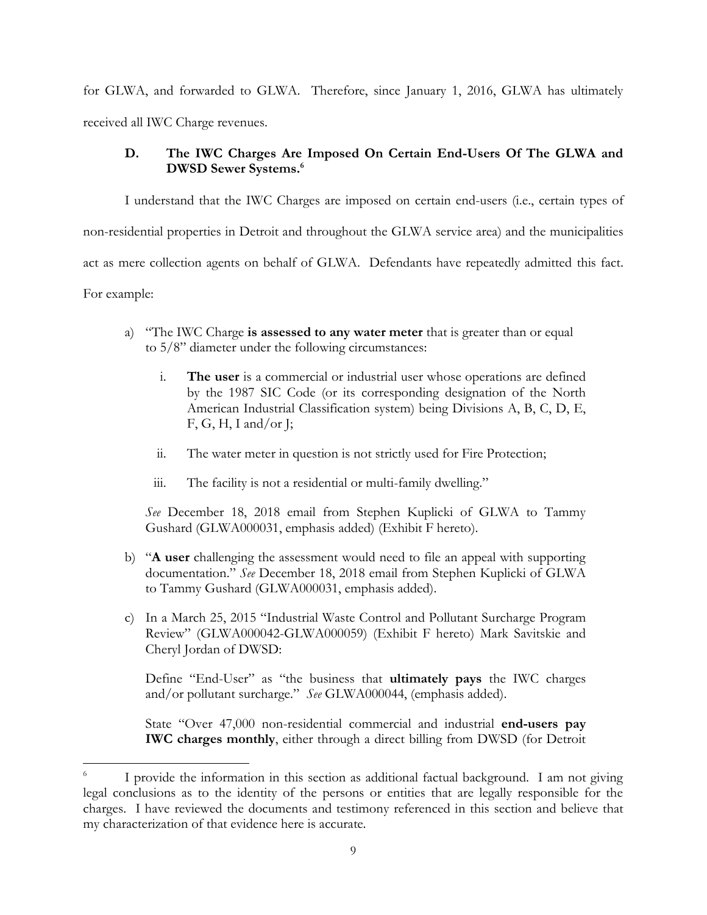for GLWA, and forwarded to GLWA. Therefore, since January 1, 2016, GLWA has ultimately received all IWC Charge revenues.

### D. The IWC Charges Are Imposed On Certain End-Users Of The GLWA and DWSD Sewer Systems.[6]

I understand that the IWC Charges are imposed on certain end-users (i.e., certain types of non-residential properties in Detroit and throughout the GLWA service area) and the municipalities act as mere collection agents on behalf of GLWA. Defendants have repeatedly admitted this fact. For example:

a) "The IWC Charge **is assessed to any water meter** that is greater than or equal to 5/8" diameter under the following circumstances:

   i. **The user** is a commercial or industrial user whose operations are defined by the 1987 SIC Code (or its corresponding designation of the North American Industrial Classification system) being Divisions A, B, C, D, E, F, G, H, I and/or J;

   ii. The water meter in question is not strictly used for Fire Protection;

   iii. The facility is not a residential or multi-family dwelling."

   *See* December 18, 2018 email from Stephen Kuplicki of GLWA to Tammy Gushard (GLWA000031, emphasis added) (Exhibit F hereto).

b) "**A user** challenging the assessment would need to file an appeal with supporting documentation." *See* December 18, 2018 email from Stephen Kuplicki of GLWA to Tammy Gushard (GLWA000031, emphasis added).

c) In a March 25, 2015 "Industrial Waste Control and Pollutant Surcharge Program Review" (GLWA000042-GLWA000059) (Exhibit F hereto) Mark Savitskie and Cheryl Jordan of DWSD:

   Define "End-User" as "the business that **ultimately pays** the IWC charges and/or pollutant surcharge." *See* GLWA000044, (emphasis added).

   State "Over 47,000 non-residential commercial and industrial **end-users pay IWC charges monthly**, either through a direct billing from DWSD (for Detroit

---

[6] I provide the information in this section as additional factual background. I am not giving legal conclusions as to the identity of the persons or entities that are legally responsible for the charges. I have reviewed the documents and testimony referenced in this section and believe that my characterization of that evidence here is accurate.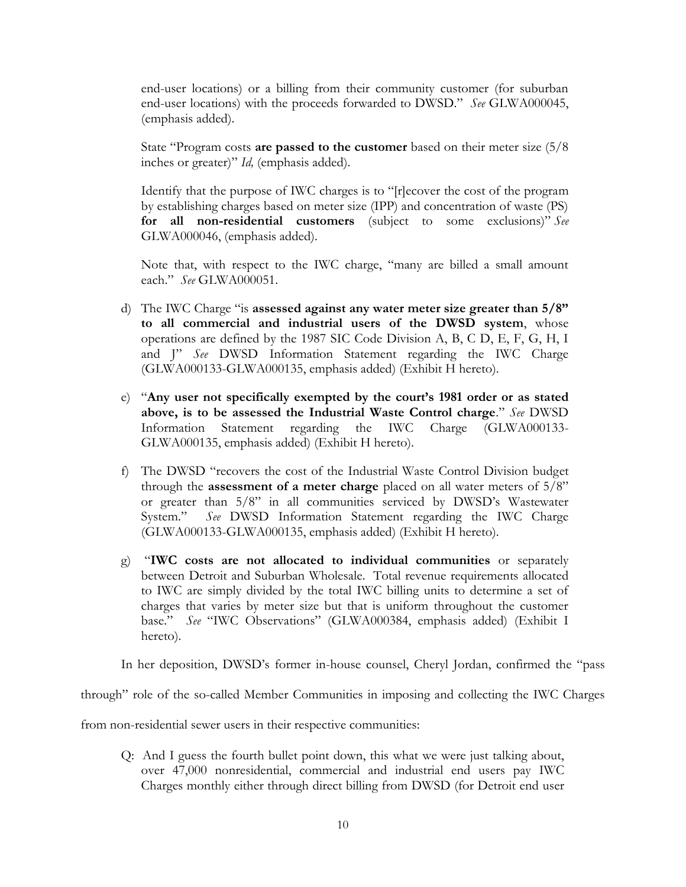end-user locations) or a billing from their community customer (for suburban end-user locations) with the proceeds forwarded to DWSD." *See* GLWA000045, (emphasis added).

State "Program costs **are passed to the customer** based on their meter size (5/8 inches or greater)" *Id,* (emphasis added).

Identify that the purpose of IWC charges is to "[r]ecover the cost of the program by establishing charges based on meter size (IPP) and concentration of waste (PS) **for all non-residential customers** (subject to some exclusions)" *See* GLWA000046, (emphasis added).

Note that, with respect to the IWC charge, "many are billed a small amount each." *See* GLWA000051.

d) The IWC Charge "is **assessed against any water meter size greater than 5/8" to all commercial and industrial users of the DWSD system**, whose operations are defined by the 1987 SIC Code Division A, B, C D, E, F, G, H, I and J" *See* DWSD Information Statement regarding the IWC Charge (GLWA000133-GLWA000135, emphasis added) (Exhibit H hereto).

e) "**Any user not specifically exempted by the court's 1981 order or as stated above, is to be assessed the Industrial Waste Control charge**." *See* DWSD Information Statement regarding the IWC Charge (GLWA000133-GLWA000135, emphasis added) (Exhibit H hereto).

f) The DWSD "recovers the cost of the Industrial Waste Control Division budget through the **assessment of a meter charge** placed on all water meters of 5/8" or greater than 5/8" in all communities serviced by DWSD's Wastewater System." *See* DWSD Information Statement regarding the IWC Charge (GLWA000133-GLWA000135, emphasis added) (Exhibit H hereto).

g) "**IWC costs are not allocated to individual communities** or separately between Detroit and Suburban Wholesale. Total revenue requirements allocated to IWC are simply divided by the total IWC billing units to determine a set of charges that varies by meter size but that is uniform throughout the customer base." *See* "IWC Observations" (GLWA000384, emphasis added) (Exhibit I hereto).

In her deposition, DWSD's former in-house counsel, Cheryl Jordan, confirmed the "pass through" role of the so-called Member Communities in imposing and collecting the IWC Charges from non-residential sewer users in their respective communities:

Q: And I guess the fourth bullet point down, this what we were just talking about, over 47,000 nonresidential, commercial and industrial end users pay IWC Charges monthly either through direct billing from DWSD (for Detroit end user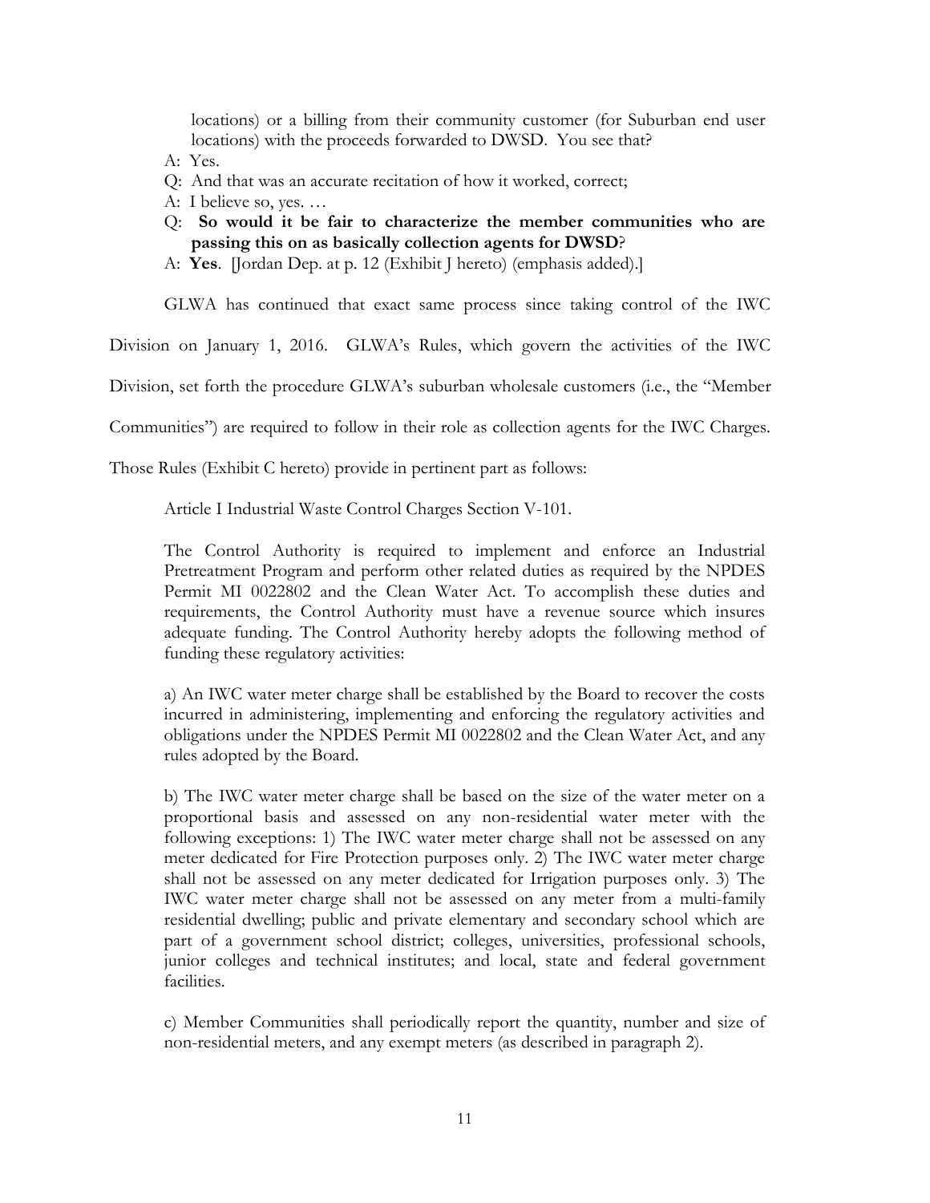locations) or a billing from their community customer (for Suburban end user locations) with the proceeds forwarded to DWSD. You see that?

A: Yes.

Q: And that was an accurate recitation of how it worked, correct;

A: I believe so, yes. …

Q: **So would it be fair to characterize the member communities who are passing this on as basically collection agents for DWSD**?

A: **Yes**. [Jordan Dep. at p. 12 (Exhibit J hereto) (emphasis added).]

GLWA has continued that exact same process since taking control of the IWC Division on January 1, 2016. GLWA's Rules, which govern the activities of the IWC Division, set forth the procedure GLWA's suburban wholesale customers (i.e., the "Member Communities") are required to follow in their role as collection agents for the IWC Charges. Those Rules (Exhibit C hereto) provide in pertinent part as follows:

> Article I Industrial Waste Control Charges Section V-101.
>
> The Control Authority is required to implement and enforce an Industrial Pretreatment Program and perform other related duties as required by the NPDES Permit MI 0022802 and the Clean Water Act. To accomplish these duties and requirements, the Control Authority must have a revenue source which insures adequate funding. The Control Authority hereby adopts the following method of funding these regulatory activities:
>
> a) An IWC water meter charge shall be established by the Board to recover the costs incurred in administering, implementing and enforcing the regulatory activities and obligations under the NPDES Permit MI 0022802 and the Clean Water Act, and any rules adopted by the Board.
>
> b) The IWC water meter charge shall be based on the size of the water meter on a proportional basis and assessed on any non-residential water meter with the following exceptions: 1) The IWC water meter charge shall not be assessed on any meter dedicated for Fire Protection purposes only. 2) The IWC water meter charge shall not be assessed on any meter dedicated for Irrigation purposes only. 3) The IWC water meter charge shall not be assessed on any meter from a multi-family residential dwelling; public and private elementary and secondary school which are part of a government school district; colleges, universities, professional schools, junior colleges and technical institutes; and local, state and federal government facilities.
>
> c) Member Communities shall periodically report the quantity, number and size of non-residential meters, and any exempt meters (as described in paragraph 2).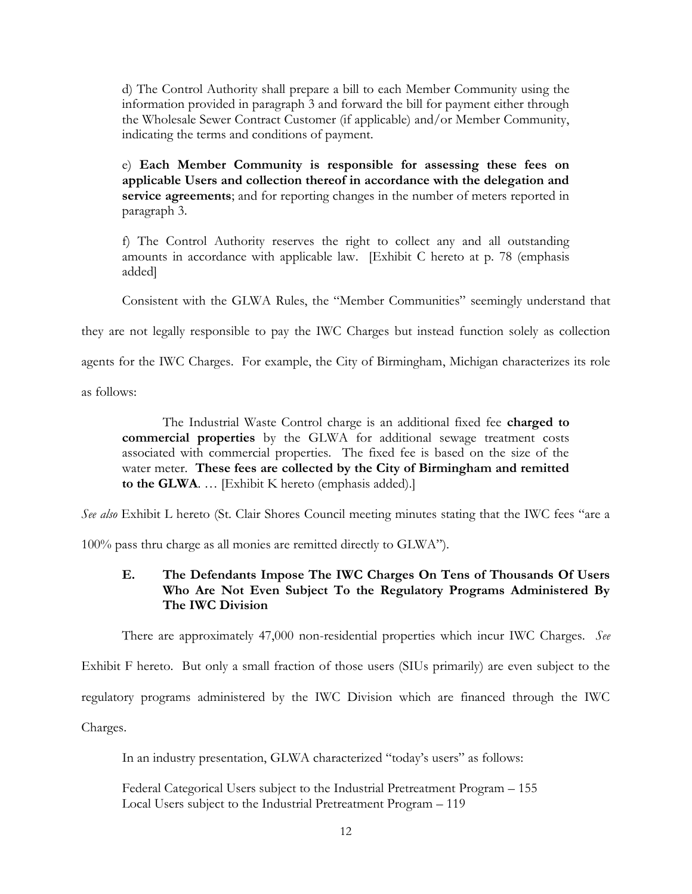d) The Control Authority shall prepare a bill to each Member Community using the information provided in paragraph 3 and forward the bill for payment either through the Wholesale Sewer Contract Customer (if applicable) and/or Member Community, indicating the terms and conditions of payment.

e) **Each Member Community is responsible for assessing these fees on applicable Users and collection thereof in accordance with the delegation and service agreements**; and for reporting changes in the number of meters reported in paragraph 3.

f) The Control Authority reserves the right to collect any and all outstanding amounts in accordance with applicable law. [Exhibit C hereto at p. 78 (emphasis added]

Consistent with the GLWA Rules, the "Member Communities" seemingly understand that they are not legally responsible to pay the IWC Charges but instead function solely as collection agents for the IWC Charges. For example, the City of Birmingham, Michigan characterizes its role as follows:

> The Industrial Waste Control charge is an additional fixed fee **charged to commercial properties** by the GLWA for additional sewage treatment costs associated with commercial properties. The fixed fee is based on the size of the water meter. **These fees are collected by the City of Birmingham and remitted to the GLWA**. … [Exhibit K hereto (emphasis added).]

*See also* Exhibit L hereto (St. Clair Shores Council meeting minutes stating that the IWC fees "are a 100% pass thru charge as all monies are remitted directly to GLWA").

### E. The Defendants Impose The IWC Charges On Tens of Thousands Of Users Who Are Not Even Subject To the Regulatory Programs Administered By The IWC Division

There are approximately 47,000 non-residential properties which incur IWC Charges. *See* Exhibit F hereto. But only a small fraction of those users (SIUs primarily) are even subject to the regulatory programs administered by the IWC Division which are financed through the IWC Charges.

In an industry presentation, GLWA characterized "today's users" as follows:

> Federal Categorical Users subject to the Industrial Pretreatment Program – 155
> Local Users subject to the Industrial Pretreatment Program – 119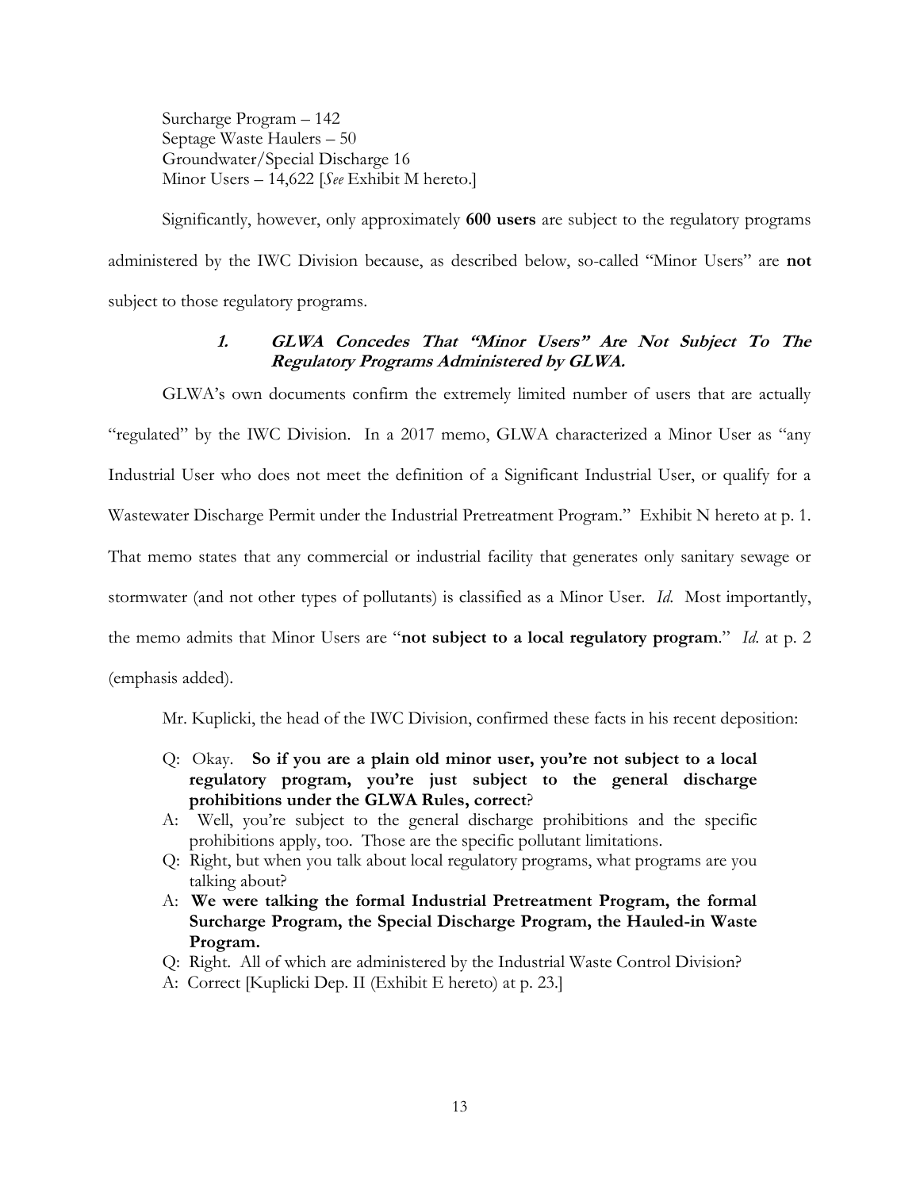Surcharge Program – 142
Septage Waste Haulers – 50
Groundwater/Special Discharge 16
Minor Users – 14,622 [*See* Exhibit M hereto.]

Significantly, however, only approximately **600 users** are subject to the regulatory programs administered by the IWC Division because, as described below, so-called "Minor Users" are **not** subject to those regulatory programs.

### ***1. GLWA Concedes That "Minor Users" Are Not Subject To The Regulatory Programs Administered by GLWA.***

GLWA's own documents confirm the extremely limited number of users that are actually "regulated" by the IWC Division. In a 2017 memo, GLWA characterized a Minor User as "any Industrial User who does not meet the definition of a Significant Industrial User, or qualify for a Wastewater Discharge Permit under the Industrial Pretreatment Program." Exhibit N hereto at p. 1. That memo states that any commercial or industrial facility that generates only sanitary sewage or stormwater (and not other types of pollutants) is classified as a Minor User. *Id.* Most importantly, the memo admits that Minor Users are "**not subject to a local regulatory program**." *Id.* at p. 2 (emphasis added).

Mr. Kuplicki, the head of the IWC Division, confirmed these facts in his recent deposition:

Q: Okay. **So if you are a plain old minor user, you're not subject to a local regulatory program, you're just subject to the general discharge prohibitions under the GLWA Rules, correct**?

A: Well, you're subject to the general discharge prohibitions and the specific prohibitions apply, too. Those are the specific pollutant limitations.

Q: Right, but when you talk about local regulatory programs, what programs are you talking about?

A: **We were talking the formal Industrial Pretreatment Program, the formal Surcharge Program, the Special Discharge Program, the Hauled-in Waste Program.**

Q: Right. All of which are administered by the Industrial Waste Control Division?

A: Correct [Kuplicki Dep. II (Exhibit E hereto) at p. 23.]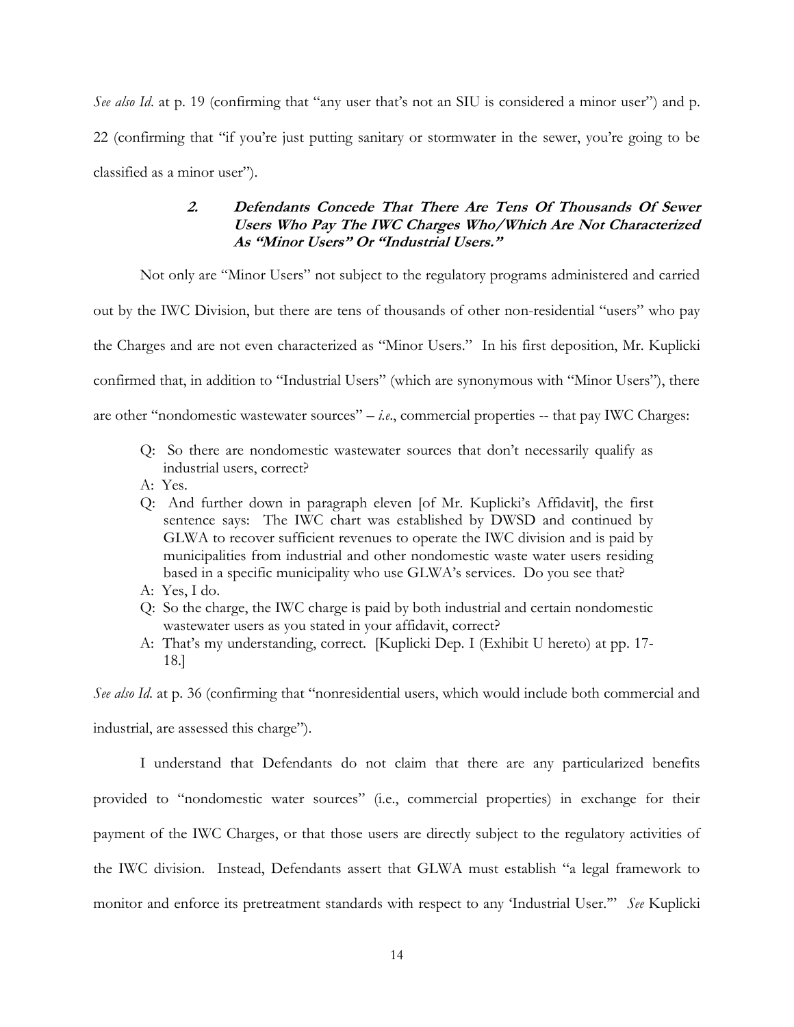*See also Id.* at p. 19 (confirming that "any user that's not an SIU is considered a minor user") and p. 22 (confirming that "if you're just putting sanitary or stormwater in the sewer, you're going to be classified as a minor user").

#### 2. Defendants Concede That There Are Tens Of Thousands Of Sewer Users Who Pay The IWC Charges Who/Which Are Not Characterized As "Minor Users" Or "Industrial Users."

Not only are "Minor Users" not subject to the regulatory programs administered and carried out by the IWC Division, but there are tens of thousands of other non-residential "users" who pay the Charges and are not even characterized as "Minor Users." In his first deposition, Mr. Kuplicki confirmed that, in addition to "Industrial Users" (which are synonymous with "Minor Users"), there are other "nondomestic wastewater sources" – *i.e.*, commercial properties -- that pay IWC Charges:

> Q: So there are nondomestic wastewater sources that don't necessarily qualify as industrial users, correct?
>
> A: Yes.
>
> Q: And further down in paragraph eleven [of Mr. Kuplicki's Affidavit], the first sentence says: The IWC chart was established by DWSD and continued by GLWA to recover sufficient revenues to operate the IWC division and is paid by municipalities from industrial and other nondomestic waste water users residing based in a specific municipality who use GLWA's services. Do you see that?
>
> A: Yes, I do.
>
> Q: So the charge, the IWC charge is paid by both industrial and certain nondomestic wastewater users as you stated in your affidavit, correct?
>
> A: That's my understanding, correct. [Kuplicki Dep. I (Exhibit U hereto) at pp. 17-18.]

*See also Id.* at p. 36 (confirming that "nonresidential users, which would include both commercial and industrial, are assessed this charge").

I understand that Defendants do not claim that there are any particularized benefits provided to "nondomestic water sources" (i.e., commercial properties) in exchange for their payment of the IWC Charges, or that those users are directly subject to the regulatory activities of the IWC division. Instead, Defendants assert that GLWA must establish "a legal framework to monitor and enforce its pretreatment standards with respect to any 'Industrial User.'" *See* Kuplicki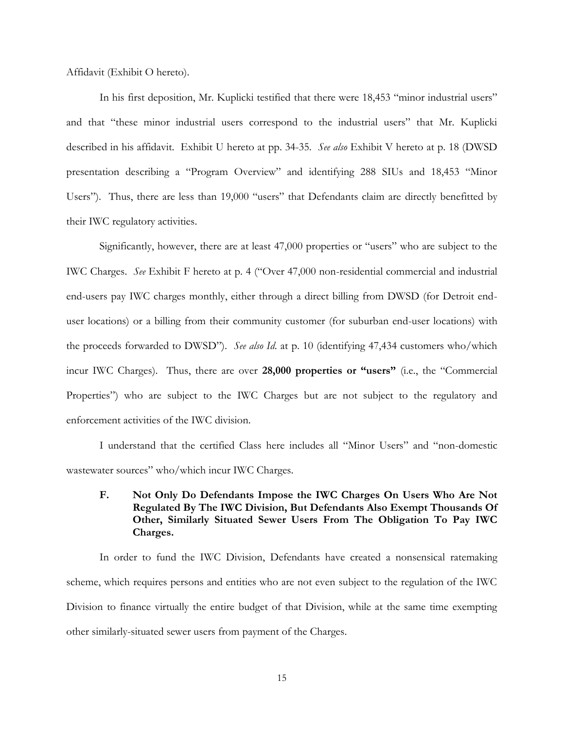Affidavit (Exhibit O hereto).

In his first deposition, Mr. Kuplicki testified that there were 18,453 "minor industrial users" and that "these minor industrial users correspond to the industrial users" that Mr. Kuplicki described in his affidavit. Exhibit U hereto at pp. 34-35. *See also* Exhibit V hereto at p. 18 (DWSD presentation describing a "Program Overview" and identifying 288 SIUs and 18,453 "Minor Users"). Thus, there are less than 19,000 "users" that Defendants claim are directly benefitted by their IWC regulatory activities.

Significantly, however, there are at least 47,000 properties or "users" who are subject to the IWC Charges. *See* Exhibit F hereto at p. 4 ("Over 47,000 non-residential commercial and industrial end-users pay IWC charges monthly, either through a direct billing from DWSD (for Detroit end-user locations) or a billing from their community customer (for suburban end-user locations) with the proceeds forwarded to DWSD"). *See also Id.* at p. 10 (identifying 47,434 customers who/which incur IWC Charges). Thus, there are over **28,000 properties or "users"** (i.e., the "Commercial Properties") who are subject to the IWC Charges but are not subject to the regulatory and enforcement activities of the IWC division.

I understand that the certified Class here includes all "Minor Users" and "non-domestic wastewater sources" who/which incur IWC Charges.

### F. Not Only Do Defendants Impose the IWC Charges On Users Who Are Not Regulated By The IWC Division, But Defendants Also Exempt Thousands Of Other, Similarly Situated Sewer Users From The Obligation To Pay IWC Charges.

In order to fund the IWC Division, Defendants have created a nonsensical ratemaking scheme, which requires persons and entities who are not even subject to the regulation of the IWC Division to finance virtually the entire budget of that Division, while at the same time exempting other similarly-situated sewer users from payment of the Charges.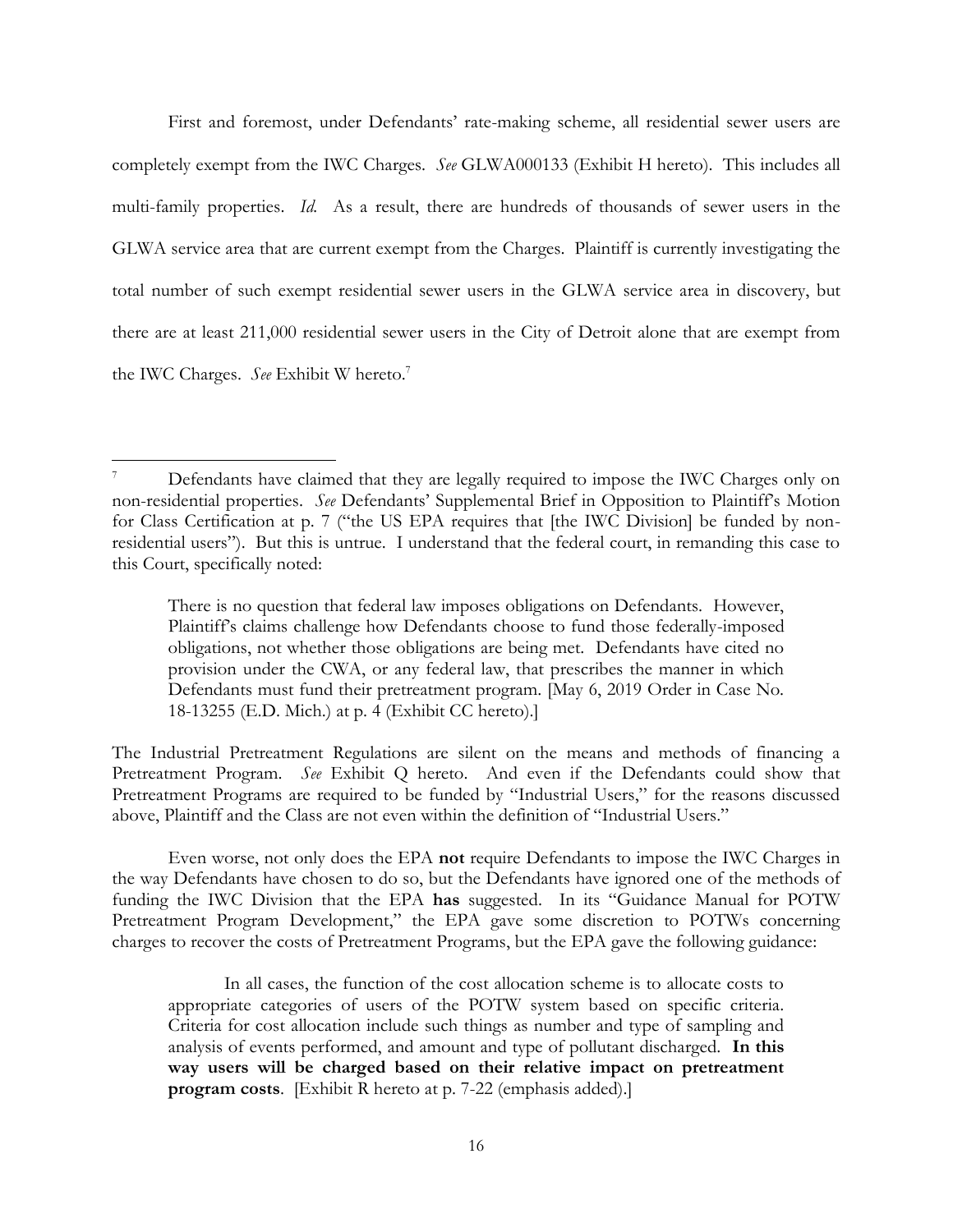First and foremost, under Defendants' rate-making scheme, all residential sewer users are completely exempt from the IWC Charges. *See* GLWA000133 (Exhibit H hereto). This includes all multi-family properties. *Id.* As a result, there are hundreds of thousands of sewer users in the GLWA service area that are current exempt from the Charges. Plaintiff is currently investigating the total number of such exempt residential sewer users in the GLWA service area in discovery, but there are at least 211,000 residential sewer users in the City of Detroit alone that are exempt from the IWC Charges. *See* Exhibit W hereto.[7]

---

[7] Defendants have claimed that they are legally required to impose the IWC Charges only on non-residential properties. *See* Defendants' Supplemental Brief in Opposition to Plaintiff's Motion for Class Certification at p. 7 ("the US EPA requires that [the IWC Division] be funded by non-residential users"). But this is untrue. I understand that the federal court, in remanding this case to this Court, specifically noted:

> There is no question that federal law imposes obligations on Defendants. However, Plaintiff's claims challenge how Defendants choose to fund those federally-imposed obligations, not whether those obligations are being met. Defendants have cited no provision under the CWA, or any federal law, that prescribes the manner in which Defendants must fund their pretreatment program. [May 6, 2019 Order in Case No. 18-13255 (E.D. Mich.) at p. 4 (Exhibit CC hereto).]

The Industrial Pretreatment Regulations are silent on the means and methods of financing a Pretreatment Program. *See* Exhibit Q hereto. And even if the Defendants could show that Pretreatment Programs are required to be funded by "Industrial Users," for the reasons discussed above, Plaintiff and the Class are not even within the definition of "Industrial Users."

Even worse, not only does the EPA **not** require Defendants to impose the IWC Charges in the way Defendants have chosen to do so, but the Defendants have ignored one of the methods of funding the IWC Division that the EPA **has** suggested. In its "Guidance Manual for POTW Pretreatment Program Development," the EPA gave some discretion to POTWs concerning charges to recover the costs of Pretreatment Programs, but the EPA gave the following guidance:

> In all cases, the function of the cost allocation scheme is to allocate costs to appropriate categories of users of the POTW system based on specific criteria. Criteria for cost allocation include such things as number and type of sampling and analysis of events performed, and amount and type of pollutant discharged. **In this way users will be charged based on their relative impact on pretreatment program costs**. [Exhibit R hereto at p. 7-22 (emphasis added).]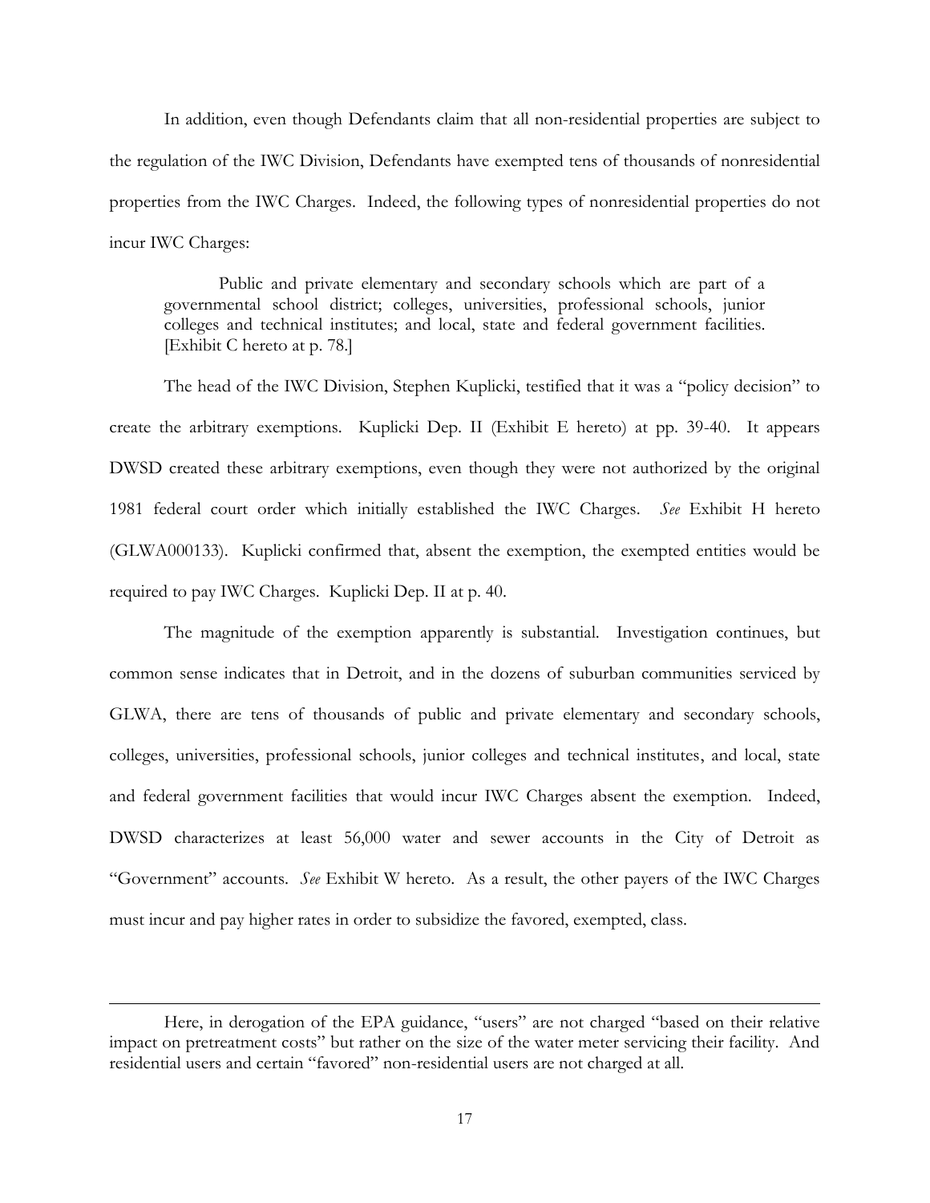In addition, even though Defendants claim that all non-residential properties are subject to the regulation of the IWC Division, Defendants have exempted tens of thousands of nonresidential properties from the IWC Charges. Indeed, the following types of nonresidential properties do not incur IWC Charges:

> Public and private elementary and secondary schools which are part of a governmental school district; colleges, universities, professional schools, junior colleges and technical institutes; and local, state and federal government facilities. [Exhibit C hereto at p. 78.]

The head of the IWC Division, Stephen Kuplicki, testified that it was a "policy decision" to create the arbitrary exemptions. Kuplicki Dep. II (Exhibit E hereto) at pp. 39-40. It appears DWSD created these arbitrary exemptions, even though they were not authorized by the original 1981 federal court order which initially established the IWC Charges. *See* Exhibit H hereto (GLWA000133). Kuplicki confirmed that, absent the exemption, the exempted entities would be required to pay IWC Charges. Kuplicki Dep. II at p. 40.

The magnitude of the exemption apparently is substantial. Investigation continues, but common sense indicates that in Detroit, and in the dozens of suburban communities serviced by GLWA, there are tens of thousands of public and private elementary and secondary schools, colleges, universities, professional schools, junior colleges and technical institutes, and local, state and federal government facilities that would incur IWC Charges absent the exemption. Indeed, DWSD characterizes at least 56,000 water and sewer accounts in the City of Detroit as "Government" accounts. *See* Exhibit W hereto. As a result, the other payers of the IWC Charges must incur and pay higher rates in order to subsidize the favored, exempted, class.

---

Here, in derogation of the EPA guidance, "users" are not charged "based on their relative impact on pretreatment costs" but rather on the size of the water meter servicing their facility. And residential users and certain "favored" non-residential users are not charged at all.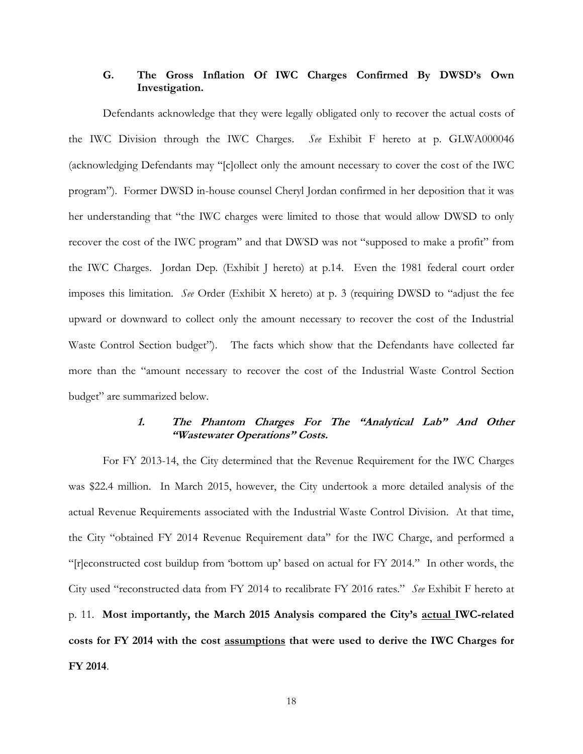### G. The Gross Inflation Of IWC Charges Confirmed By DWSD's Own Investigation.

Defendants acknowledge that they were legally obligated only to recover the actual costs of the IWC Division through the IWC Charges. *See* Exhibit F hereto at p. GLWA000046 (acknowledging Defendants may "[c]ollect only the amount necessary to cover the cost of the IWC program"). Former DWSD in-house counsel Cheryl Jordan confirmed in her deposition that it was her understanding that "the IWC charges were limited to those that would allow DWSD to only recover the cost of the IWC program" and that DWSD was not "supposed to make a profit" from the IWC Charges. Jordan Dep. (Exhibit J hereto) at p.14. Even the 1981 federal court order imposes this limitation. *See* Order (Exhibit X hereto) at p. 3 (requiring DWSD to "adjust the fee upward or downward to collect only the amount necessary to recover the cost of the Industrial Waste Control Section budget"). The facts which show that the Defendants have collected far more than the "amount necessary to recover the cost of the Industrial Waste Control Section budget" are summarized below.

#### *1. The Phantom Charges For The "Analytical Lab" And Other "Wastewater Operations" Costs.*

For FY 2013-14, the City determined that the Revenue Requirement for the IWC Charges was $22.4 million. In March 2015, however, the City undertook a more detailed analysis of the actual Revenue Requirements associated with the Industrial Waste Control Division. At that time, the City "obtained FY 2014 Revenue Requirement data" for the IWC Charge, and performed a "[r]econstructed cost buildup from 'bottom up' based on actual for FY 2014." In other words, the City used "reconstructed data from FY 2014 to recalibrate FY 2016 rates." *See* Exhibit F hereto at p. 11. **Most importantly, the March 2015 Analysis compared the City's <u>actual</u> IWC-related costs for FY 2014 with the cost <u>assumptions</u> that were used to derive the IWC Charges for FY 2014**.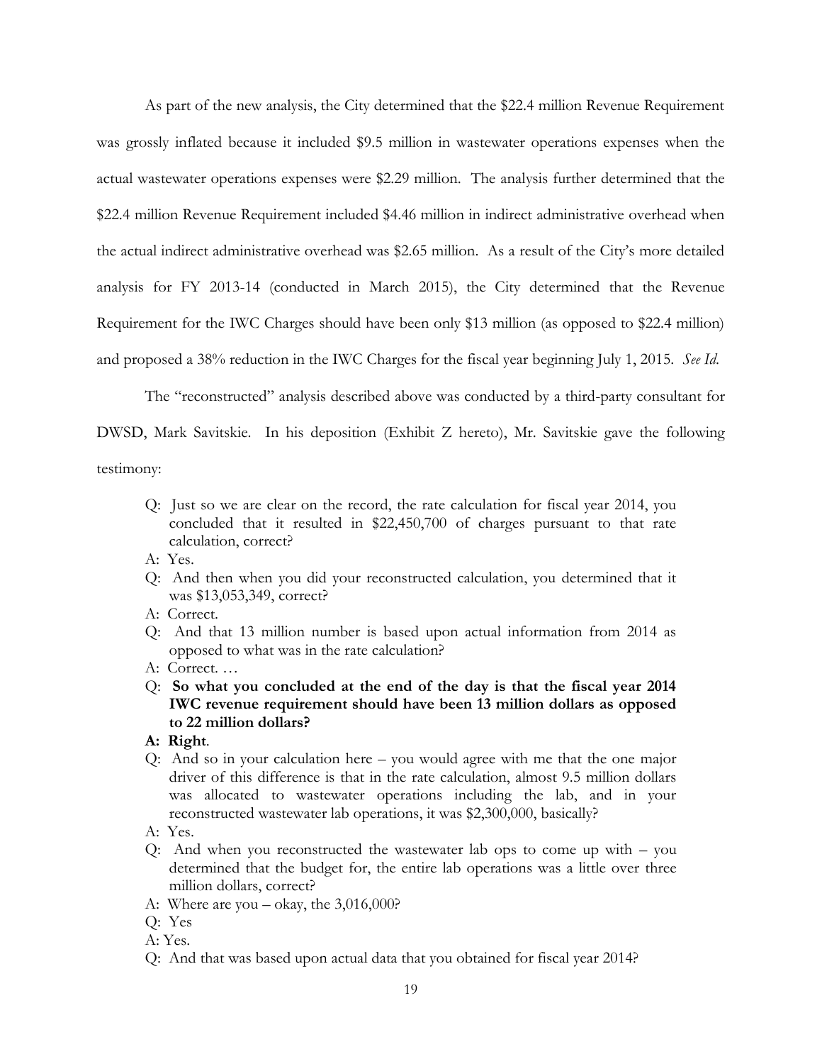As part of the new analysis, the City determined that the \$22.4 million Revenue Requirement was grossly inflated because it included \$9.5 million in wastewater operations expenses when the actual wastewater operations expenses were \$2.29 million. The analysis further determined that the \$22.4 million Revenue Requirement included \$4.46 million in indirect administrative overhead when the actual indirect administrative overhead was \$2.65 million. As a result of the City's more detailed analysis for FY 2013-14 (conducted in March 2015), the City determined that the Revenue Requirement for the IWC Charges should have been only \$13 million (as opposed to \$22.4 million) and proposed a 38% reduction in the IWC Charges for the fiscal year beginning July 1, 2015. *See Id.*

The "reconstructed" analysis described above was conducted by a third-party consultant for DWSD, Mark Savitskie. In his deposition (Exhibit Z hereto), Mr. Savitskie gave the following testimony:

> Q: Just so we are clear on the record, the rate calculation for fiscal year 2014, you concluded that it resulted in \$22,450,700 of charges pursuant to that rate calculation, correct?
>
> A: Yes.
>
> Q: And then when you did your reconstructed calculation, you determined that it was \$13,053,349, correct?
>
> A: Correct.
>
> Q: And that 13 million number is based upon actual information from 2014 as opposed to what was in the rate calculation?
>
> A: Correct. …
>
> Q: **So what you concluded at the end of the day is that the fiscal year 2014 IWC revenue requirement should have been 13 million dollars as opposed to 22 million dollars?**
>
> **A: Right**.
>
> Q: And so in your calculation here – you would agree with me that the one major driver of this difference is that in the rate calculation, almost 9.5 million dollars was allocated to wastewater operations including the lab, and in your reconstructed wastewater lab operations, it was \$2,300,000, basically?
>
> A: Yes.
>
> Q: And when you reconstructed the wastewater lab ops to come up with – you determined that the budget for, the entire lab operations was a little over three million dollars, correct?
>
> A: Where are you – okay, the 3,016,000?
>
> Q: Yes
>
> A: Yes.
>
> Q: And that was based upon actual data that you obtained for fiscal year 2014?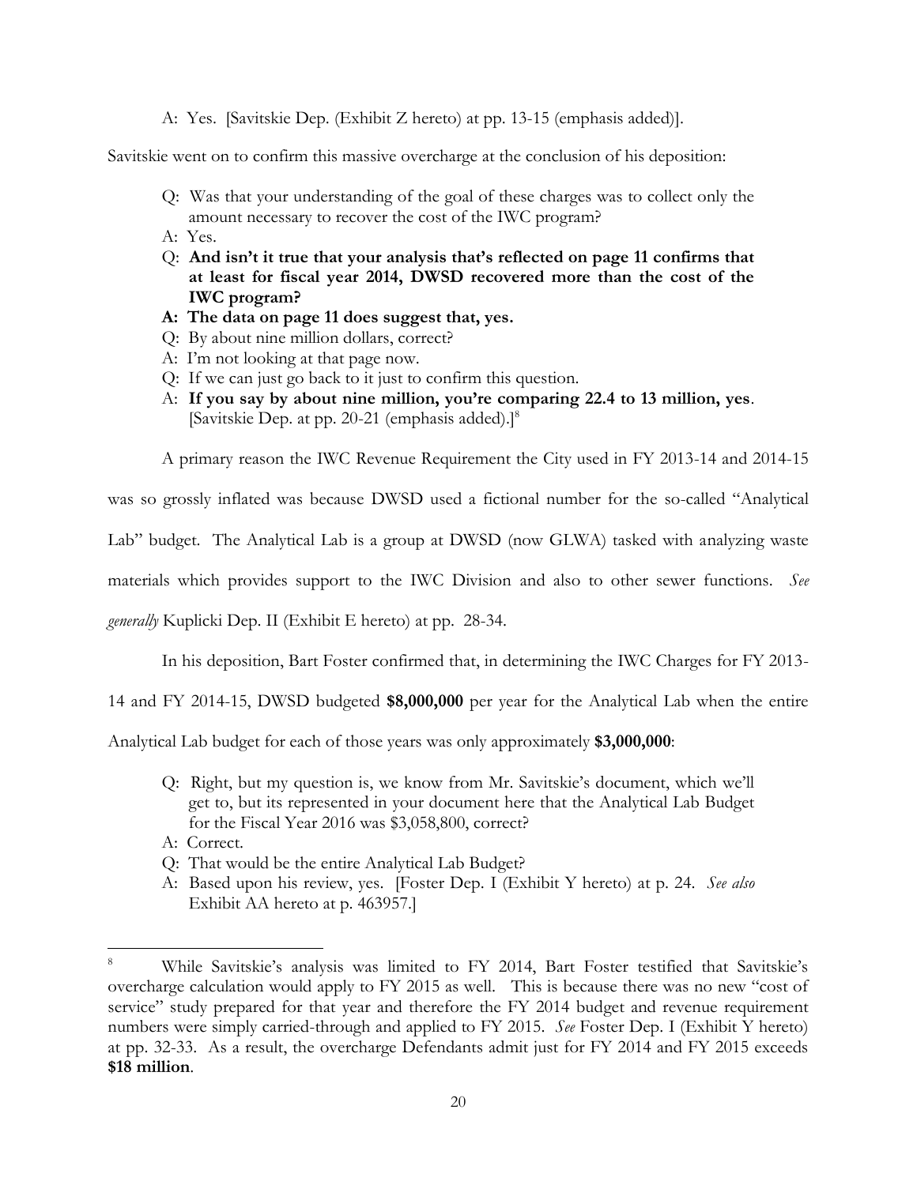A: Yes. [Savitskie Dep. (Exhibit Z hereto) at pp. 13-15 (emphasis added)].

Savitskie went on to confirm this massive overcharge at the conclusion of his deposition:

> Q: Was that your understanding of the goal of these charges was to collect only the amount necessary to recover the cost of the IWC program?
>
> A: Yes.
>
> Q: **And isn't it true that your analysis that's reflected on page 11 confirms that at least for fiscal year 2014, DWSD recovered more than the cost of the IWC program?**
>
> **A: The data on page 11 does suggest that, yes.**
>
> Q: By about nine million dollars, correct?
>
> A: I'm not looking at that page now.
>
> Q: If we can just go back to it just to confirm this question.
>
> A: **If you say by about nine million, you're comparing 22.4 to 13 million, yes**. [Savitskie Dep. at pp. 20-21 (emphasis added).][8]

A primary reason the IWC Revenue Requirement the City used in FY 2013-14 and 2014-15 was so grossly inflated was because DWSD used a fictional number for the so-called "Analytical Lab" budget. The Analytical Lab is a group at DWSD (now GLWA) tasked with analyzing waste materials which provides support to the IWC Division and also to other sewer functions. *See generally* Kuplicki Dep. II (Exhibit E hereto) at pp. 28-34.

In his deposition, Bart Foster confirmed that, in determining the IWC Charges for FY 2013-14 and FY 2014-15, DWSD budgeted **$8,000,000** per year for the Analytical Lab when the entire Analytical Lab budget for each of those years was only approximately **$3,000,000**:

> Q: Right, but my question is, we know from Mr. Savitskie's document, which we'll get to, but its represented in your document here that the Analytical Lab Budget for the Fiscal Year 2016 was $3,058,800, correct?
>
> A: Correct.
>
> Q: That would be the entire Analytical Lab Budget?
>
> A: Based upon his review, yes. [Foster Dep. I (Exhibit Y hereto) at p. 24. *See also* Exhibit AA hereto at p. 463957.]

---

[8] While Savitskie's analysis was limited to FY 2014, Bart Foster testified that Savitskie's overcharge calculation would apply to FY 2015 as well. This is because there was no new "cost of service" study prepared for that year and therefore the FY 2014 budget and revenue requirement numbers were simply carried-through and applied to FY 2015. *See* Foster Dep. I (Exhibit Y hereto) at pp. 32-33. As a result, the overcharge Defendants admit just for FY 2014 and FY 2015 exceeds **$18 million**.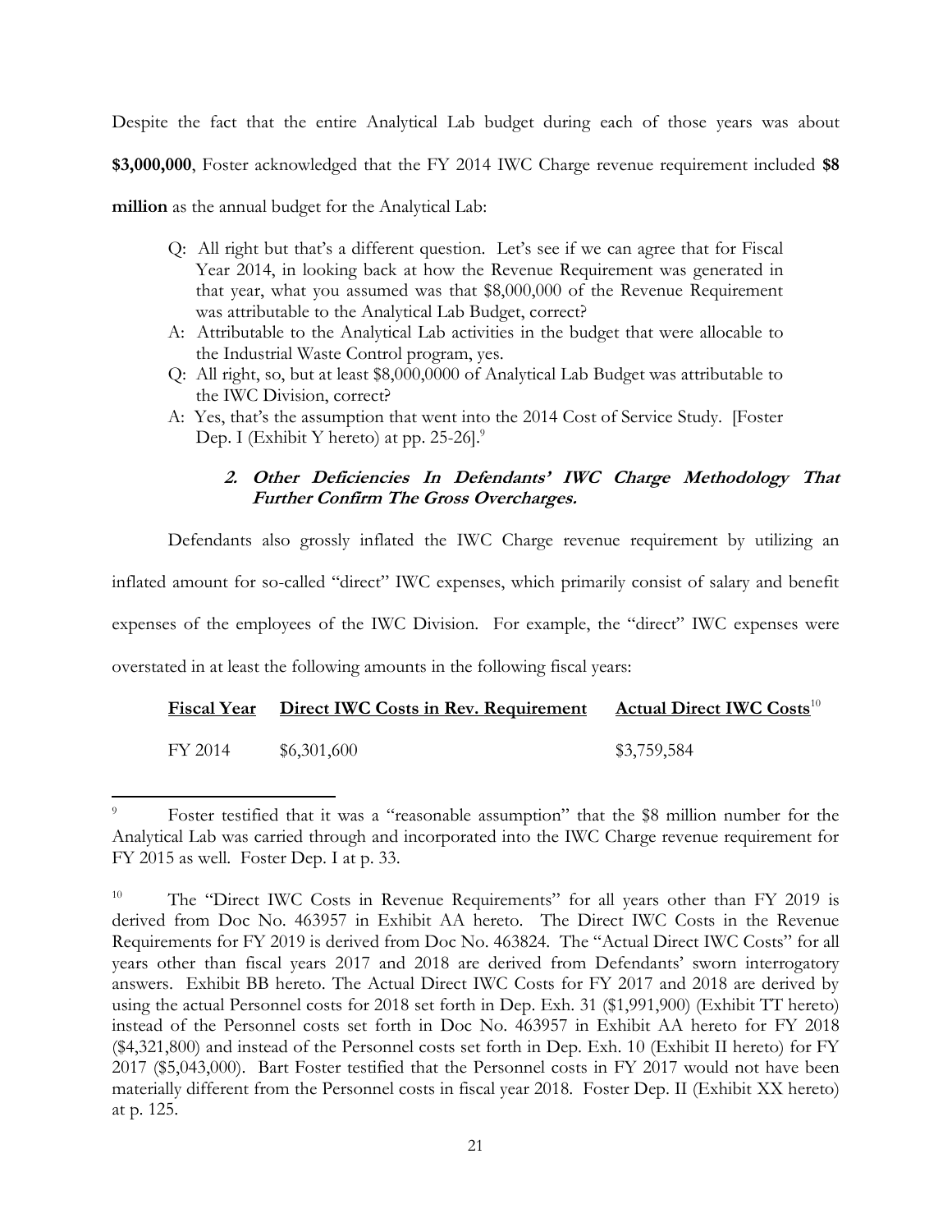Despite the fact that the entire Analytical Lab budget during each of those years was about **$3,000,000**, Foster acknowledged that the FY 2014 IWC Charge revenue requirement included **$8 million** as the annual budget for the Analytical Lab:

> Q: All right but that's a different question. Let's see if we can agree that for Fiscal Year 2014, in looking back at how the Revenue Requirement was generated in that year, what you assumed was that $8,000,000 of the Revenue Requirement was attributable to the Analytical Lab Budget, correct?
>
> A: Attributable to the Analytical Lab activities in the budget that were allocable to the Industrial Waste Control program, yes.
>
> Q: All right, so, but at least $8,000,0000 of Analytical Lab Budget was attributable to the IWC Division, correct?
>
> A: Yes, that's the assumption that went into the 2014 Cost of Service Study. [Foster Dep. I (Exhibit Y hereto) at pp. 25-26].[9]

### 2. *Other Deficiencies In Defendants' IWC Charge Methodology That Further Confirm The Gross Overcharges.*

Defendants also grossly inflated the IWC Charge revenue requirement by utilizing an inflated amount for so-called "direct" IWC expenses, which primarily consist of salary and benefit expenses of the employees of the IWC Division. For example, the "direct" IWC expenses were overstated in at least the following amounts in the following fiscal years:

| Fiscal Year | Direct IWC Costs in Rev. Requirement | Actual Direct IWC Costs[10] |
|---|---|---|
| FY 2014 | $6,301,600 | $3,759,584 |

---

[9] Foster testified that it was a "reasonable assumption" that the $8 million number for the Analytical Lab was carried through and incorporated into the IWC Charge revenue requirement for FY 2015 as well. Foster Dep. I at p. 33.

[10] The "Direct IWC Costs in Revenue Requirements" for all years other than FY 2019 is derived from Doc No. 463957 in Exhibit AA hereto. The Direct IWC Costs in the Revenue Requirements for FY 2019 is derived from Doc No. 463824. The "Actual Direct IWC Costs" for all years other than fiscal years 2017 and 2018 are derived from Defendants' sworn interrogatory answers. Exhibit BB hereto. The Actual Direct IWC Costs for FY 2017 and 2018 are derived by using the actual Personnel costs for 2018 set forth in Dep. Exh. 31 ($1,991,900) (Exhibit TT hereto) instead of the Personnel costs set forth in Doc No. 463957 in Exhibit AA hereto for FY 2018 ($4,321,800) and instead of the Personnel costs set forth in Dep. Exh. 10 (Exhibit II hereto) for FY 2017 ($5,043,000). Bart Foster testified that the Personnel costs in FY 2017 would not have been materially different from the Personnel costs in fiscal year 2018. Foster Dep. II (Exhibit XX hereto) at p. 125.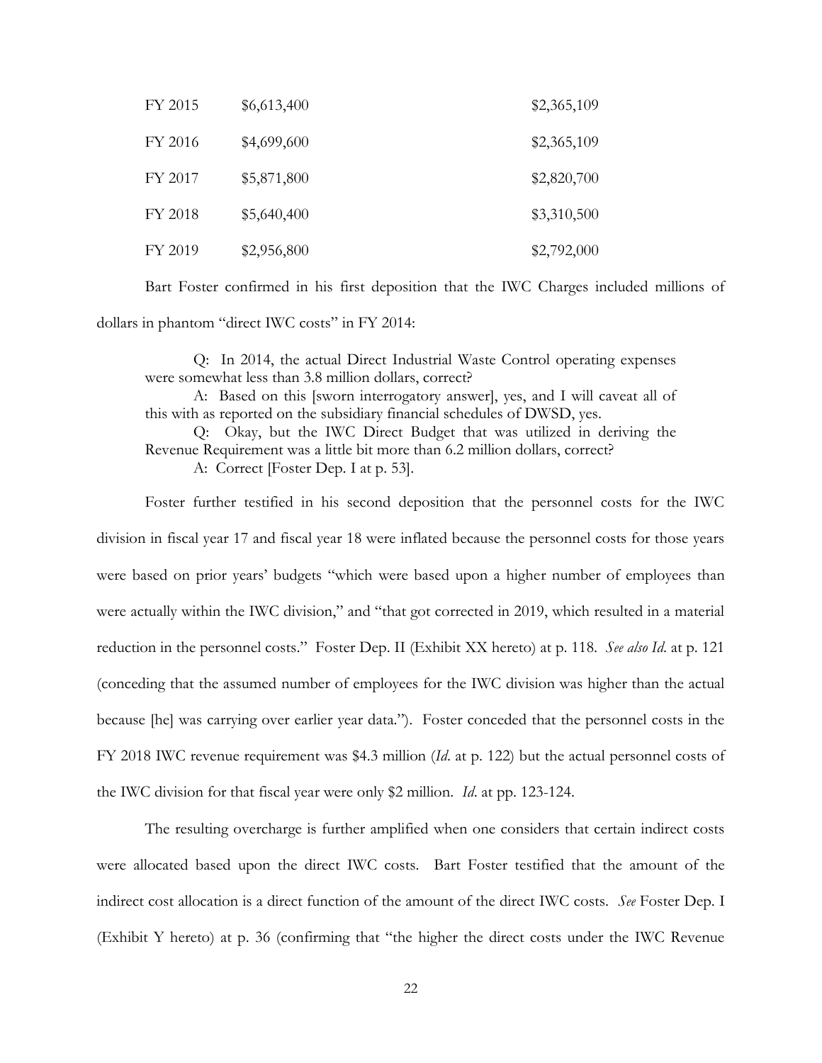| | | |
|---|---|---|
| FY 2015 | $6,613,400 | $2,365,109 |
| FY 2016 | $4,699,600 | $2,365,109 |
| FY 2017 | $5,871,800 | $2,820,700 |
| FY 2018 | $5,640,400 | $3,310,500 |
| FY 2019 | $2,956,800 | $2,792,000 |

Bart Foster confirmed in his first deposition that the IWC Charges included millions of dollars in phantom "direct IWC costs" in FY 2014:

> Q: In 2014, the actual Direct Industrial Waste Control operating expenses were somewhat less than 3.8 million dollars, correct?
>
> A: Based on this [sworn interrogatory answer], yes, and I will caveat all of this with as reported on the subsidiary financial schedules of DWSD, yes.
>
> Q: Okay, but the IWC Direct Budget that was utilized in deriving the Revenue Requirement was a little bit more than 6.2 million dollars, correct?
>
> A: Correct [Foster Dep. I at p. 53].

Foster further testified in his second deposition that the personnel costs for the IWC division in fiscal year 17 and fiscal year 18 were inflated because the personnel costs for those years were based on prior years' budgets "which were based upon a higher number of employees than were actually within the IWC division," and "that got corrected in 2019, which resulted in a material reduction in the personnel costs." Foster Dep. II (Exhibit XX hereto) at p. 118. *See also Id.* at p. 121 (conceding that the assumed number of employees for the IWC division was higher than the actual because [he] was carrying over earlier year data."). Foster conceded that the personnel costs in the FY 2018 IWC revenue requirement was $4.3 million (*Id.* at p. 122) but the actual personnel costs of the IWC division for that fiscal year were only $2 million. *Id.* at pp. 123-124.

The resulting overcharge is further amplified when one considers that certain indirect costs were allocated based upon the direct IWC costs. Bart Foster testified that the amount of the indirect cost allocation is a direct function of the amount of the direct IWC costs. *See* Foster Dep. I (Exhibit Y hereto) at p. 36 (confirming that "the higher the direct costs under the IWC Revenue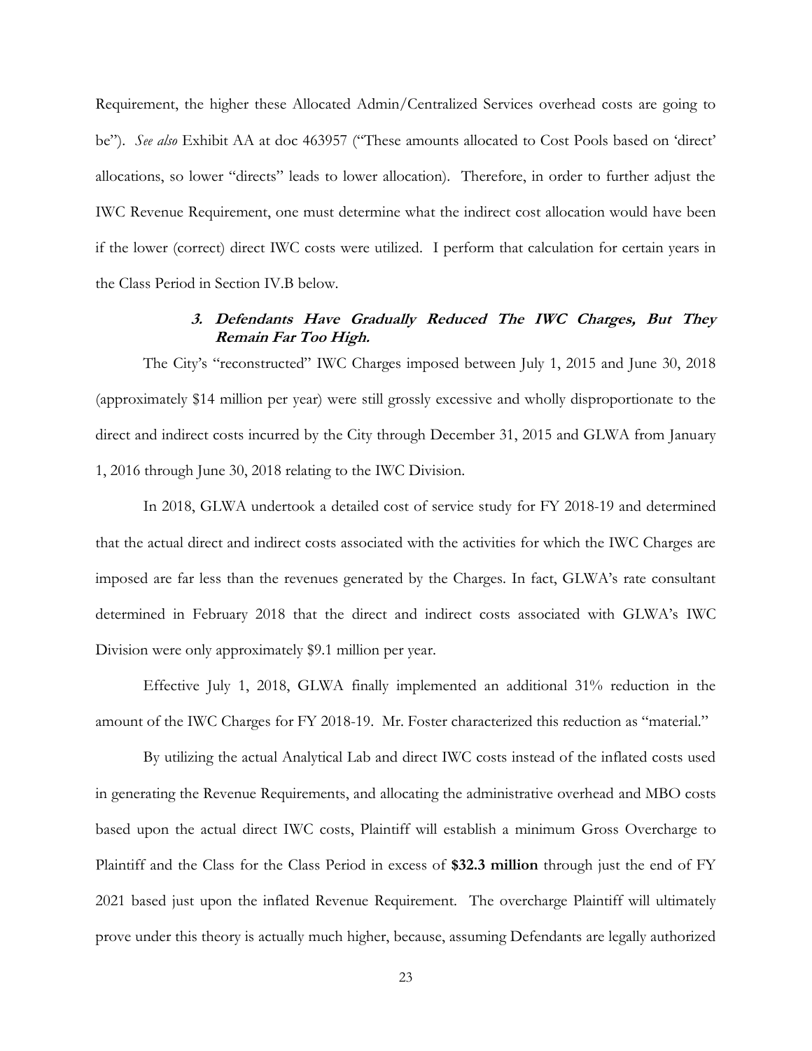Requirement, the higher these Allocated Admin/Centralized Services overhead costs are going to be"). *See also* Exhibit AA at doc 463957 ("These amounts allocated to Cost Pools based on 'direct' allocations, so lower "directs" leads to lower allocation). Therefore, in order to further adjust the IWC Revenue Requirement, one must determine what the indirect cost allocation would have been if the lower (correct) direct IWC costs were utilized. I perform that calculation for certain years in the Class Period in Section IV.B below.

### ***3. Defendants Have Gradually Reduced The IWC Charges, But They Remain Far Too High.***

The City's "reconstructed" IWC Charges imposed between July 1, 2015 and June 30, 2018 (approximately $14 million per year) were still grossly excessive and wholly disproportionate to the direct and indirect costs incurred by the City through December 31, 2015 and GLWA from January 1, 2016 through June 30, 2018 relating to the IWC Division.

In 2018, GLWA undertook a detailed cost of service study for FY 2018-19 and determined that the actual direct and indirect costs associated with the activities for which the IWC Charges are imposed are far less than the revenues generated by the Charges. In fact, GLWA's rate consultant determined in February 2018 that the direct and indirect costs associated with GLWA's IWC Division were only approximately $9.1 million per year.

Effective July 1, 2018, GLWA finally implemented an additional 31% reduction in the amount of the IWC Charges for FY 2018-19. Mr. Foster characterized this reduction as "material."

By utilizing the actual Analytical Lab and direct IWC costs instead of the inflated costs used in generating the Revenue Requirements, and allocating the administrative overhead and MBO costs based upon the actual direct IWC costs, Plaintiff will establish a minimum Gross Overcharge to Plaintiff and the Class for the Class Period in excess of **$32.3 million** through just the end of FY 2021 based just upon the inflated Revenue Requirement. The overcharge Plaintiff will ultimately prove under this theory is actually much higher, because, assuming Defendants are legally authorized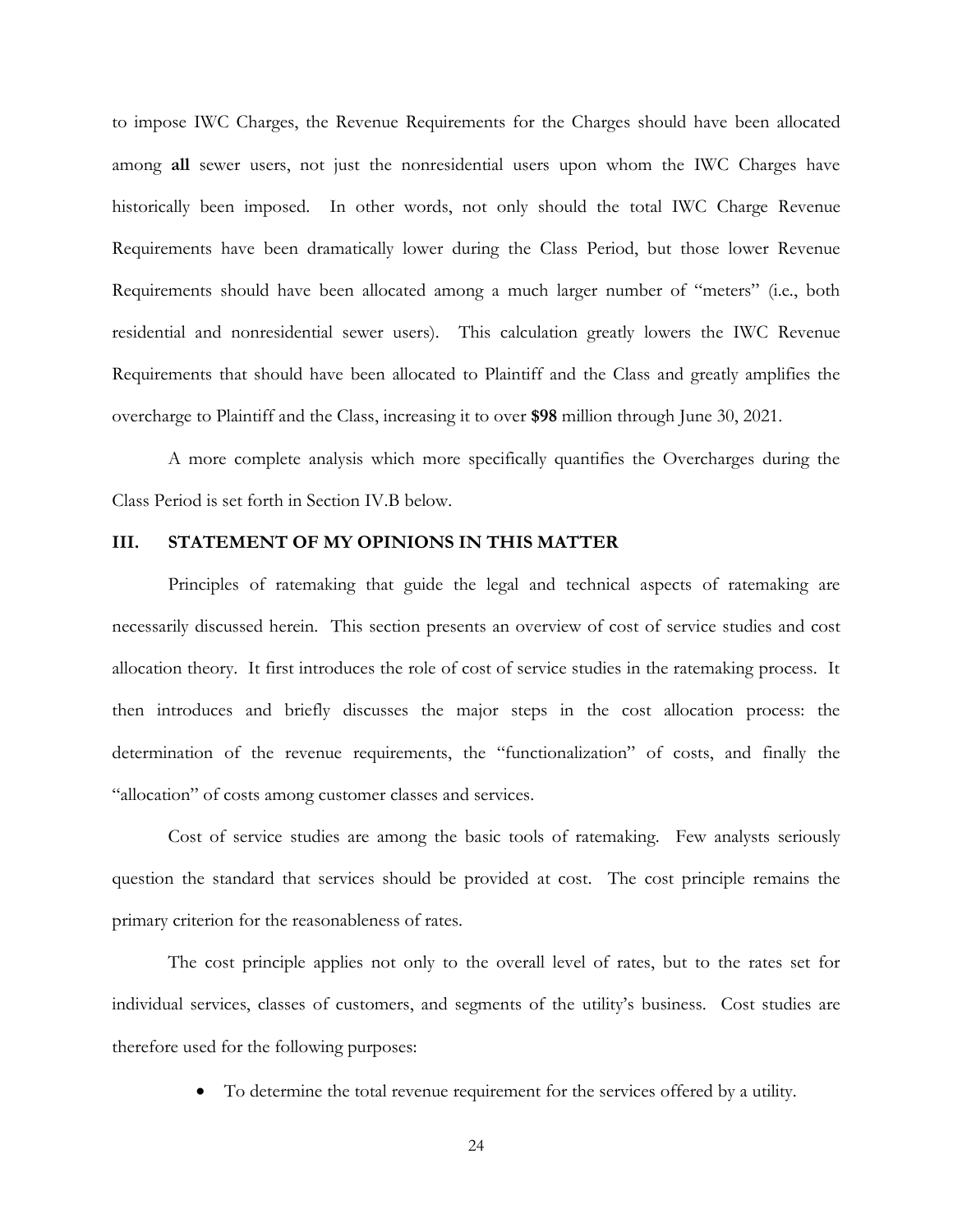to impose IWC Charges, the Revenue Requirements for the Charges should have been allocated among **all** sewer users, not just the nonresidential users upon whom the IWC Charges have historically been imposed. In other words, not only should the total IWC Charge Revenue Requirements have been dramatically lower during the Class Period, but those lower Revenue Requirements should have been allocated among a much larger number of "meters" (i.e., both residential and nonresidential sewer users). This calculation greatly lowers the IWC Revenue Requirements that should have been allocated to Plaintiff and the Class and greatly amplifies the overcharge to Plaintiff and the Class, increasing it to over **$98** million through June 30, 2021.

A more complete analysis which more specifically quantifies the Overcharges during the Class Period is set forth in Section IV.B below.

## III. STATEMENT OF MY OPINIONS IN THIS MATTER

Principles of ratemaking that guide the legal and technical aspects of ratemaking are necessarily discussed herein. This section presents an overview of cost of service studies and cost allocation theory. It first introduces the role of cost of service studies in the ratemaking process. It then introduces and briefly discusses the major steps in the cost allocation process: the determination of the revenue requirements, the "functionalization" of costs, and finally the "allocation" of costs among customer classes and services.

Cost of service studies are among the basic tools of ratemaking. Few analysts seriously question the standard that services should be provided at cost. The cost principle remains the primary criterion for the reasonableness of rates.

The cost principle applies not only to the overall level of rates, but to the rates set for individual services, classes of customers, and segments of the utility's business. Cost studies are therefore used for the following purposes:

- To determine the total revenue requirement for the services offered by a utility.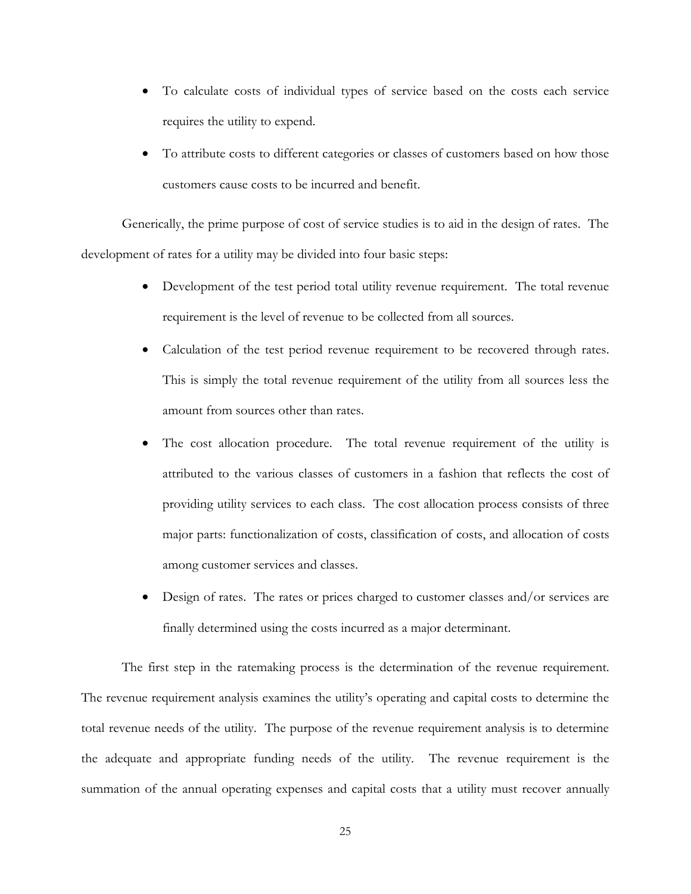- To calculate costs of individual types of service based on the costs each service requires the utility to expend.
- To attribute costs to different categories or classes of customers based on how those customers cause costs to be incurred and benefit.

Generically, the prime purpose of cost of service studies is to aid in the design of rates. The development of rates for a utility may be divided into four basic steps:

- Development of the test period total utility revenue requirement. The total revenue requirement is the level of revenue to be collected from all sources.
- Calculation of the test period revenue requirement to be recovered through rates. This is simply the total revenue requirement of the utility from all sources less the amount from sources other than rates.
- The cost allocation procedure. The total revenue requirement of the utility is attributed to the various classes of customers in a fashion that reflects the cost of providing utility services to each class. The cost allocation process consists of three major parts: functionalization of costs, classification of costs, and allocation of costs among customer services and classes.
- Design of rates. The rates or prices charged to customer classes and/or services are finally determined using the costs incurred as a major determinant.

The first step in the ratemaking process is the determination of the revenue requirement. The revenue requirement analysis examines the utility's operating and capital costs to determine the total revenue needs of the utility. The purpose of the revenue requirement analysis is to determine the adequate and appropriate funding needs of the utility. The revenue requirement is the summation of the annual operating expenses and capital costs that a utility must recover annually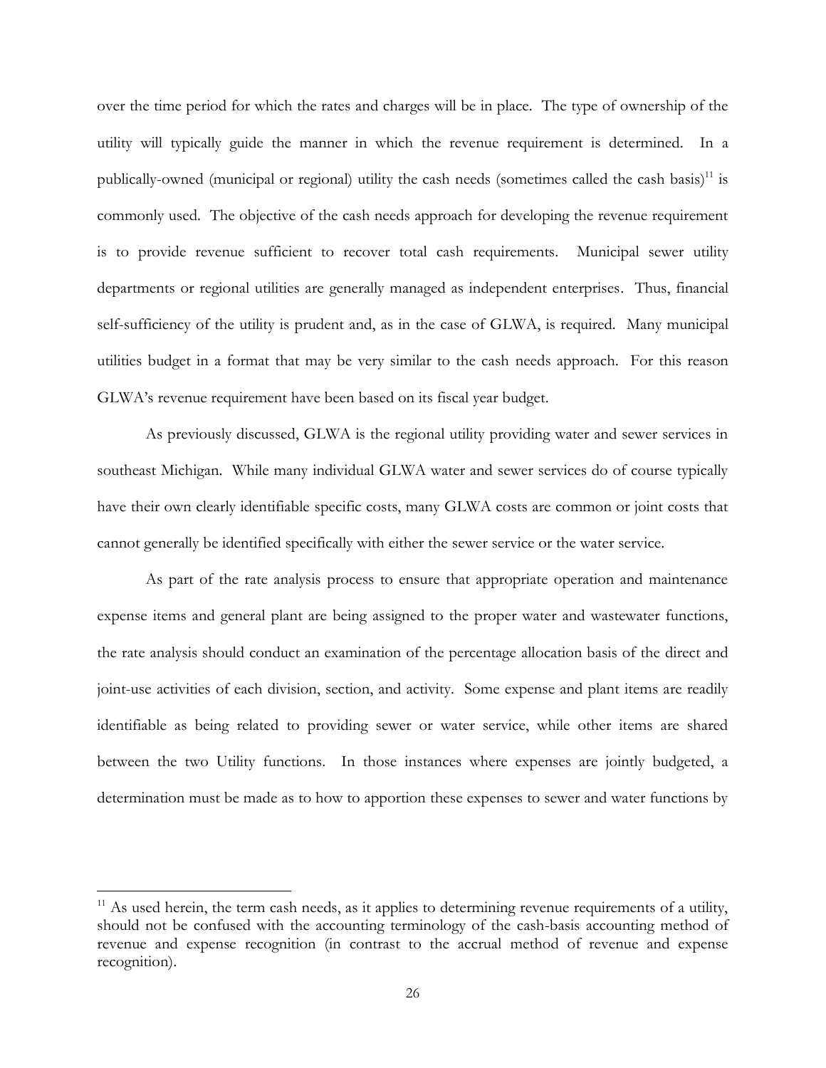over the time period for which the rates and charges will be in place. The type of ownership of the utility will typically guide the manner in which the revenue requirement is determined. In a publically-owned (municipal or regional) utility the cash needs (sometimes called the cash basis)[11] is commonly used. The objective of the cash needs approach for developing the revenue requirement is to provide revenue sufficient to recover total cash requirements. Municipal sewer utility departments or regional utilities are generally managed as independent enterprises. Thus, financial self-sufficiency of the utility is prudent and, as in the case of GLWA, is required. Many municipal utilities budget in a format that may be very similar to the cash needs approach. For this reason GLWA's revenue requirement have been based on its fiscal year budget.

As previously discussed, GLWA is the regional utility providing water and sewer services in southeast Michigan. While many individual GLWA water and sewer services do of course typically have their own clearly identifiable specific costs, many GLWA costs are common or joint costs that cannot generally be identified specifically with either the sewer service or the water service.

As part of the rate analysis process to ensure that appropriate operation and maintenance expense items and general plant are being assigned to the proper water and wastewater functions, the rate analysis should conduct an examination of the percentage allocation basis of the direct and joint-use activities of each division, section, and activity. Some expense and plant items are readily identifiable as being related to providing sewer or water service, while other items are shared between the two Utility functions. In those instances where expenses are jointly budgeted, a determination must be made as to how to apportion these expenses to sewer and water functions by

---

[11] As used herein, the term cash needs, as it applies to determining revenue requirements of a utility, should not be confused with the accounting terminology of the cash-basis accounting method of revenue and expense recognition (in contrast to the accrual method of revenue and expense recognition).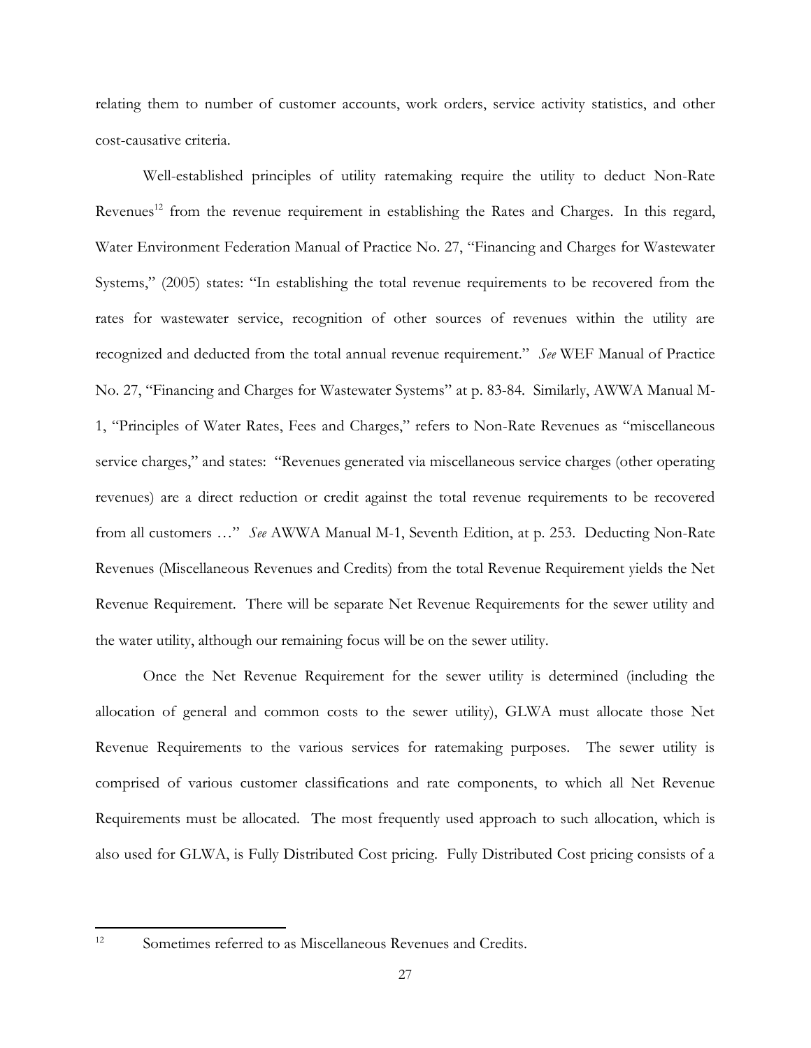relating them to number of customer accounts, work orders, service activity statistics, and other cost-causative criteria.

Well-established principles of utility ratemaking require the utility to deduct Non-Rate Revenues[12] from the revenue requirement in establishing the Rates and Charges. In this regard, Water Environment Federation Manual of Practice No. 27, "Financing and Charges for Wastewater Systems," (2005) states: "In establishing the total revenue requirements to be recovered from the rates for wastewater service, recognition of other sources of revenues within the utility are recognized and deducted from the total annual revenue requirement." *See* WEF Manual of Practice No. 27, "Financing and Charges for Wastewater Systems" at p. 83-84. Similarly, AWWA Manual M-1, "Principles of Water Rates, Fees and Charges," refers to Non-Rate Revenues as "miscellaneous service charges," and states: "Revenues generated via miscellaneous service charges (other operating revenues) are a direct reduction or credit against the total revenue requirements to be recovered from all customers …" *See* AWWA Manual M-1, Seventh Edition, at p. 253. Deducting Non-Rate Revenues (Miscellaneous Revenues and Credits) from the total Revenue Requirement yields the Net Revenue Requirement. There will be separate Net Revenue Requirements for the sewer utility and the water utility, although our remaining focus will be on the sewer utility.

Once the Net Revenue Requirement for the sewer utility is determined (including the allocation of general and common costs to the sewer utility), GLWA must allocate those Net Revenue Requirements to the various services for ratemaking purposes. The sewer utility is comprised of various customer classifications and rate components, to which all Net Revenue Requirements must be allocated. The most frequently used approach to such allocation, which is also used for GLWA, is Fully Distributed Cost pricing. Fully Distributed Cost pricing consists of a

[12] Sometimes referred to as Miscellaneous Revenues and Credits.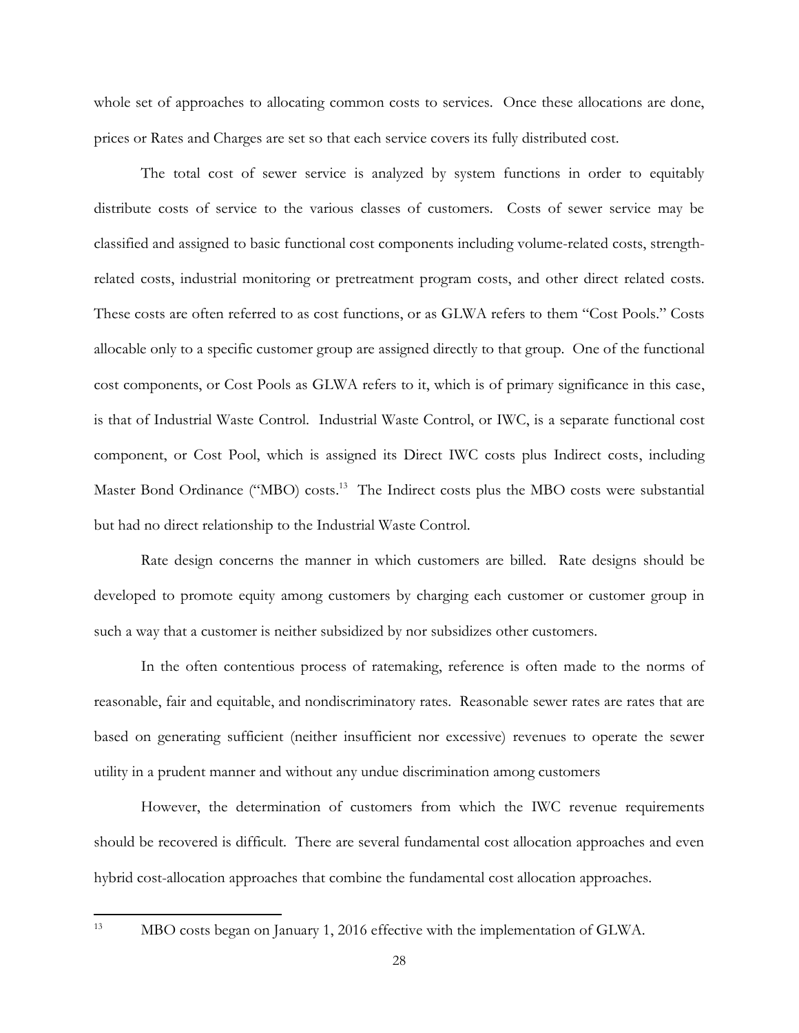whole set of approaches to allocating common costs to services. Once these allocations are done, prices or Rates and Charges are set so that each service covers its fully distributed cost.

The total cost of sewer service is analyzed by system functions in order to equitably distribute costs of service to the various classes of customers. Costs of sewer service may be classified and assigned to basic functional cost components including volume-related costs, strength-related costs, industrial monitoring or pretreatment program costs, and other direct related costs. These costs are often referred to as cost functions, or as GLWA refers to them "Cost Pools." Costs allocable only to a specific customer group are assigned directly to that group. One of the functional cost components, or Cost Pools as GLWA refers to it, which is of primary significance in this case, is that of Industrial Waste Control. Industrial Waste Control, or IWC, is a separate functional cost component, or Cost Pool, which is assigned its Direct IWC costs plus Indirect costs, including Master Bond Ordinance ("MBO) costs.[13] The Indirect costs plus the MBO costs were substantial but had no direct relationship to the Industrial Waste Control.

Rate design concerns the manner in which customers are billed. Rate designs should be developed to promote equity among customers by charging each customer or customer group in such a way that a customer is neither subsidized by nor subsidizes other customers.

In the often contentious process of ratemaking, reference is often made to the norms of reasonable, fair and equitable, and nondiscriminatory rates. Reasonable sewer rates are rates that are based on generating sufficient (neither insufficient nor excessive) revenues to operate the sewer utility in a prudent manner and without any undue discrimination among customers

However, the determination of customers from which the IWC revenue requirements should be recovered is difficult. There are several fundamental cost allocation approaches and even hybrid cost-allocation approaches that combine the fundamental cost allocation approaches.

---

[13] MBO costs began on January 1, 2016 effective with the implementation of GLWA.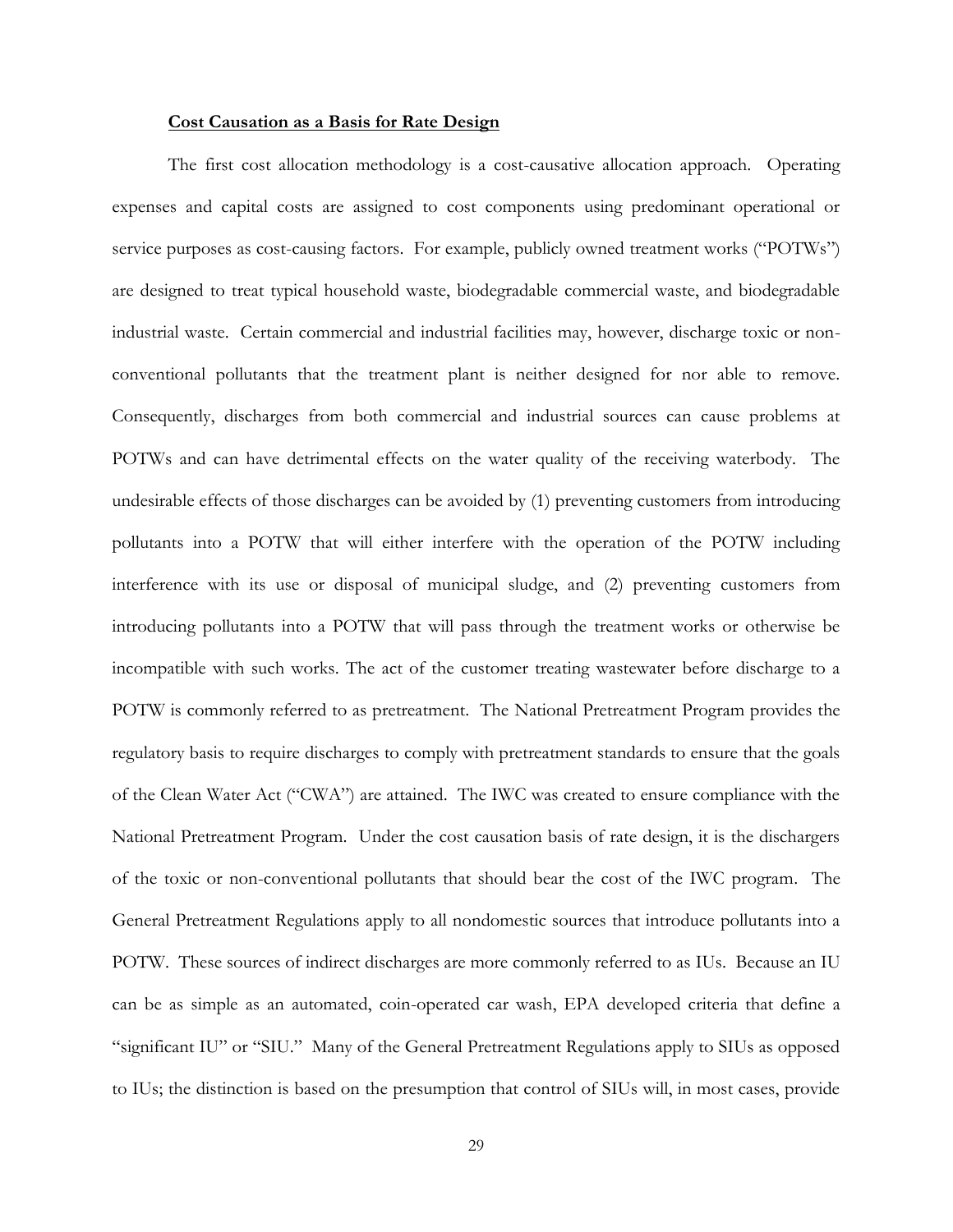**Cost Causation as a Basis for Rate Design**

The first cost allocation methodology is a cost-causative allocation approach. Operating expenses and capital costs are assigned to cost components using predominant operational or service purposes as cost-causing factors. For example, publicly owned treatment works ("POTWs") are designed to treat typical household waste, biodegradable commercial waste, and biodegradable industrial waste. Certain commercial and industrial facilities may, however, discharge toxic or non-conventional pollutants that the treatment plant is neither designed for nor able to remove. Consequently, discharges from both commercial and industrial sources can cause problems at POTWs and can have detrimental effects on the water quality of the receiving waterbody. The undesirable effects of those discharges can be avoided by (1) preventing customers from introducing pollutants into a POTW that will either interfere with the operation of the POTW including interference with its use or disposal of municipal sludge, and (2) preventing customers from introducing pollutants into a POTW that will pass through the treatment works or otherwise be incompatible with such works. The act of the customer treating wastewater before discharge to a POTW is commonly referred to as pretreatment. The National Pretreatment Program provides the regulatory basis to require discharges to comply with pretreatment standards to ensure that the goals of the Clean Water Act ("CWA") are attained. The IWC was created to ensure compliance with the National Pretreatment Program. Under the cost causation basis of rate design, it is the dischargers of the toxic or non-conventional pollutants that should bear the cost of the IWC program. The General Pretreatment Regulations apply to all nondomestic sources that introduce pollutants into a POTW. These sources of indirect discharges are more commonly referred to as IUs. Because an IU can be as simple as an automated, coin-operated car wash, EPA developed criteria that define a "significant IU" or "SIU." Many of the General Pretreatment Regulations apply to SIUs as opposed to IUs; the distinction is based on the presumption that control of SIUs will, in most cases, provide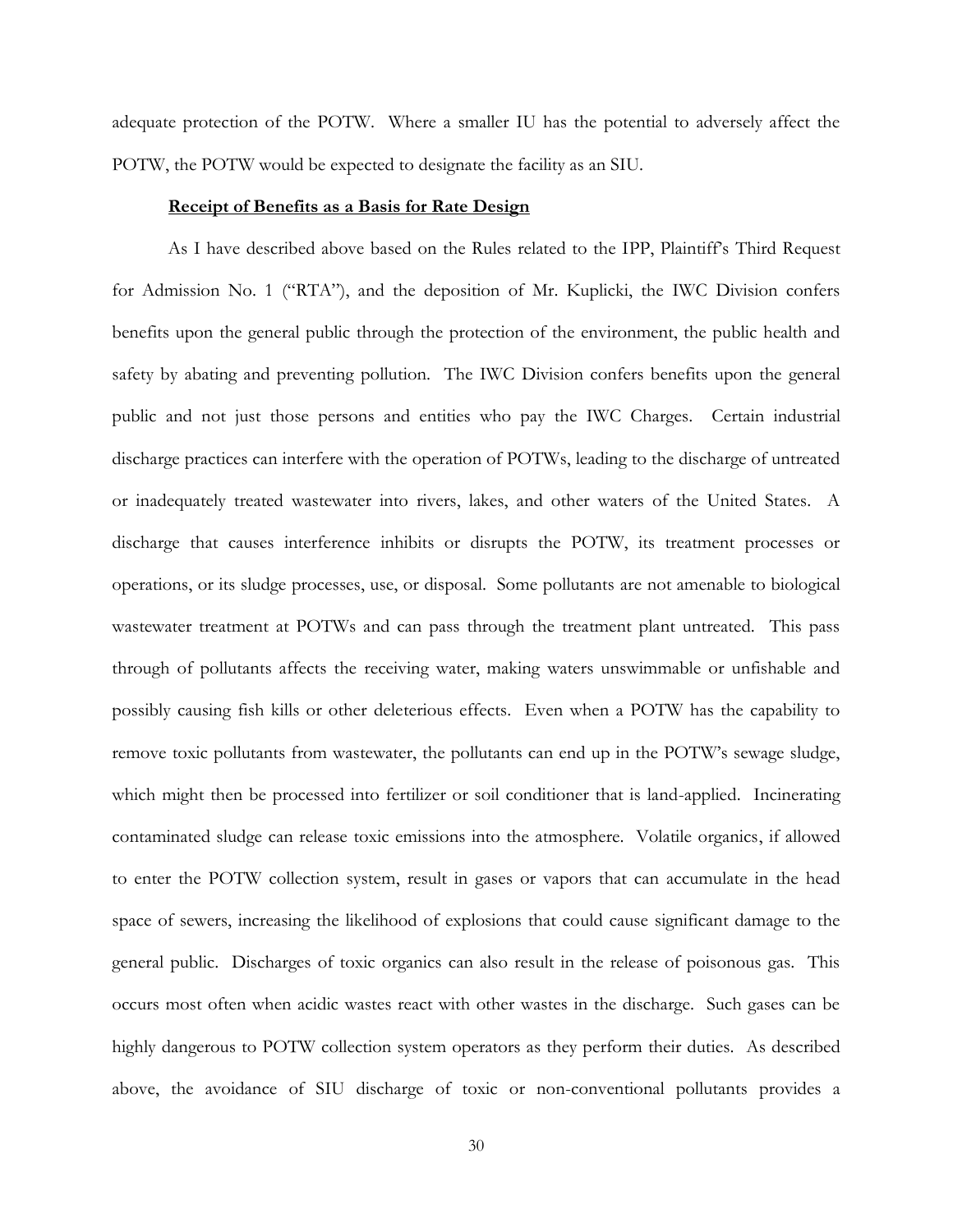adequate protection of the POTW. Where a smaller IU has the potential to adversely affect the POTW, the POTW would be expected to designate the facility as an SIU.

**<u>Receipt of Benefits as a Basis for Rate Design</u>**

As I have described above based on the Rules related to the IPP, Plaintiff's Third Request for Admission No. 1 ("RTA"), and the deposition of Mr. Kuplicki, the IWC Division confers benefits upon the general public through the protection of the environment, the public health and safety by abating and preventing pollution. The IWC Division confers benefits upon the general public and not just those persons and entities who pay the IWC Charges. Certain industrial discharge practices can interfere with the operation of POTWs, leading to the discharge of untreated or inadequately treated wastewater into rivers, lakes, and other waters of the United States. A discharge that causes interference inhibits or disrupts the POTW, its treatment processes or operations, or its sludge processes, use, or disposal. Some pollutants are not amenable to biological wastewater treatment at POTWs and can pass through the treatment plant untreated. This pass through of pollutants affects the receiving water, making waters unswimmable or unfishable and possibly causing fish kills or other deleterious effects. Even when a POTW has the capability to remove toxic pollutants from wastewater, the pollutants can end up in the POTW's sewage sludge, which might then be processed into fertilizer or soil conditioner that is land-applied. Incinerating contaminated sludge can release toxic emissions into the atmosphere. Volatile organics, if allowed to enter the POTW collection system, result in gases or vapors that can accumulate in the head space of sewers, increasing the likelihood of explosions that could cause significant damage to the general public. Discharges of toxic organics can also result in the release of poisonous gas. This occurs most often when acidic wastes react with other wastes in the discharge. Such gases can be highly dangerous to POTW collection system operators as they perform their duties. As described above, the avoidance of SIU discharge of toxic or non-conventional pollutants provides a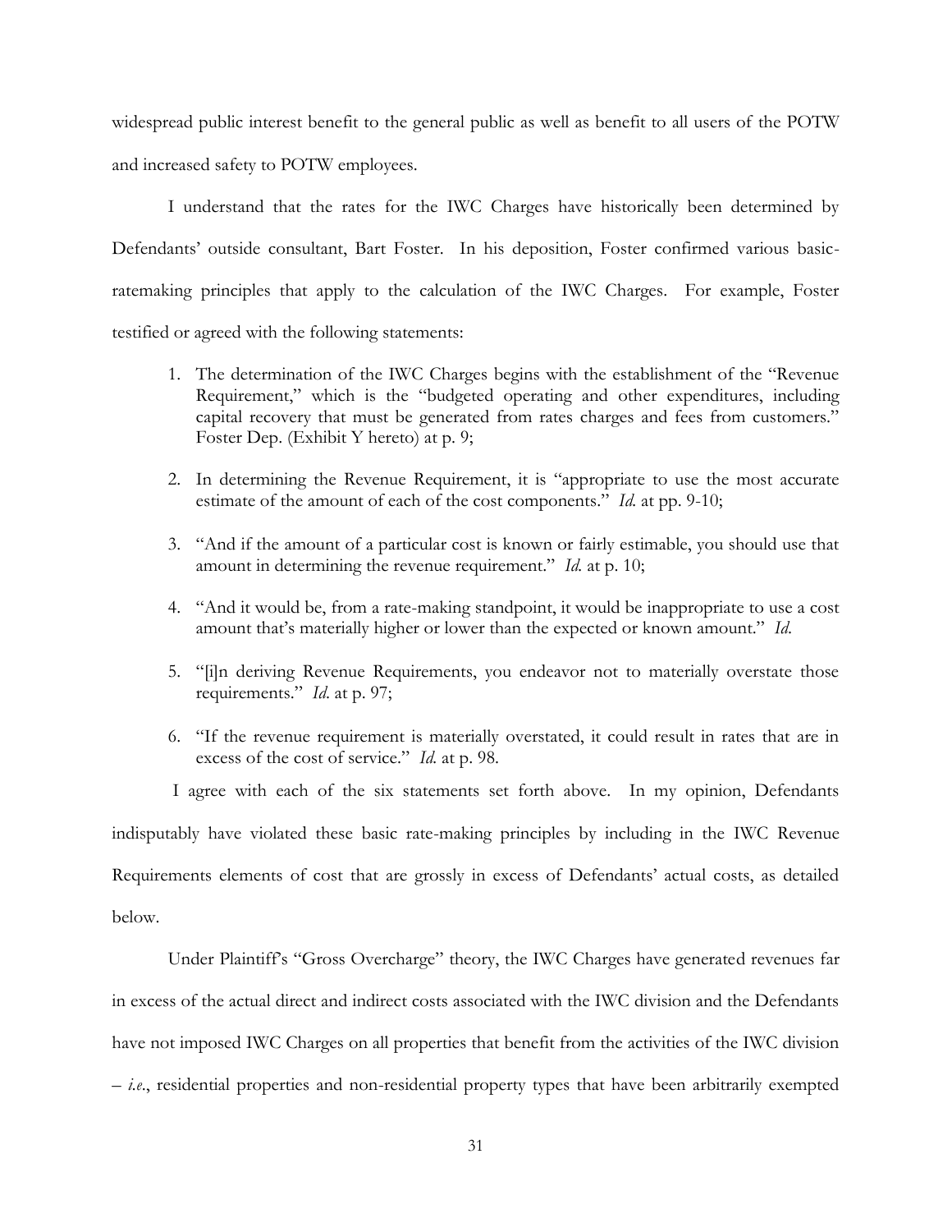widespread public interest benefit to the general public as well as benefit to all users of the POTW and increased safety to POTW employees.

I understand that the rates for the IWC Charges have historically been determined by Defendants' outside consultant, Bart Foster. In his deposition, Foster confirmed various basic-ratemaking principles that apply to the calculation of the IWC Charges. For example, Foster testified or agreed with the following statements:

1. The determination of the IWC Charges begins with the establishment of the "Revenue Requirement," which is the "budgeted operating and other expenditures, including capital recovery that must be generated from rates charges and fees from customers." Foster Dep. (Exhibit Y hereto) at p. 9;

2. In determining the Revenue Requirement, it is "appropriate to use the most accurate estimate of the amount of each of the cost components." *Id.* at pp. 9-10;

3. "And if the amount of a particular cost is known or fairly estimable, you should use that amount in determining the revenue requirement." *Id.* at p. 10;

4. "And it would be, from a rate-making standpoint, it would be inappropriate to use a cost amount that's materially higher or lower than the expected or known amount." *Id.*

5. "[i]n deriving Revenue Requirements, you endeavor not to materially overstate those requirements." *Id.* at p. 97;

6. "If the revenue requirement is materially overstated, it could result in rates that are in excess of the cost of service." *Id.* at p. 98.

I agree with each of the six statements set forth above. In my opinion, Defendants indisputably have violated these basic rate-making principles by including in the IWC Revenue Requirements elements of cost that are grossly in excess of Defendants' actual costs, as detailed below.

Under Plaintiff's "Gross Overcharge" theory, the IWC Charges have generated revenues far in excess of the actual direct and indirect costs associated with the IWC division and the Defendants have not imposed IWC Charges on all properties that benefit from the activities of the IWC division – *i.e.*, residential properties and non-residential property types that have been arbitrarily exempted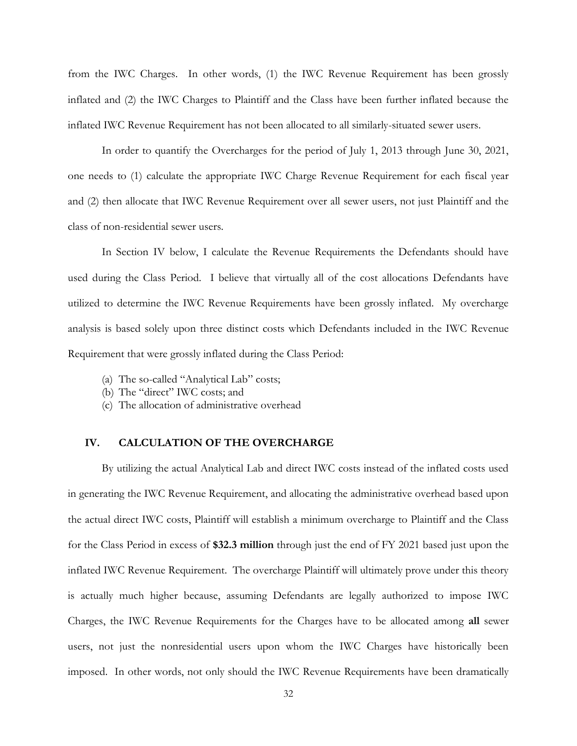from the IWC Charges. In other words, (1) the IWC Revenue Requirement has been grossly inflated and (2) the IWC Charges to Plaintiff and the Class have been further inflated because the inflated IWC Revenue Requirement has not been allocated to all similarly-situated sewer users.

In order to quantify the Overcharges for the period of July 1, 2013 through June 30, 2021, one needs to (1) calculate the appropriate IWC Charge Revenue Requirement for each fiscal year and (2) then allocate that IWC Revenue Requirement over all sewer users, not just Plaintiff and the class of non-residential sewer users.

In Section IV below, I calculate the Revenue Requirements the Defendants should have used during the Class Period. I believe that virtually all of the cost allocations Defendants have utilized to determine the IWC Revenue Requirements have been grossly inflated. My overcharge analysis is based solely upon three distinct costs which Defendants included in the IWC Revenue Requirement that were grossly inflated during the Class Period:

(a) The so-called "Analytical Lab" costs;
(b) The "direct" IWC costs; and
(c) The allocation of administrative overhead

## IV. CALCULATION OF THE OVERCHARGE

By utilizing the actual Analytical Lab and direct IWC costs instead of the inflated costs used in generating the IWC Revenue Requirement, and allocating the administrative overhead based upon the actual direct IWC costs, Plaintiff will establish a minimum overcharge to Plaintiff and the Class for the Class Period in excess of **$32.3 million** through just the end of FY 2021 based just upon the inflated IWC Revenue Requirement. The overcharge Plaintiff will ultimately prove under this theory is actually much higher because, assuming Defendants are legally authorized to impose IWC Charges, the IWC Revenue Requirements for the Charges have to be allocated among **all** sewer users, not just the nonresidential users upon whom the IWC Charges have historically been imposed. In other words, not only should the IWC Revenue Requirements have been dramatically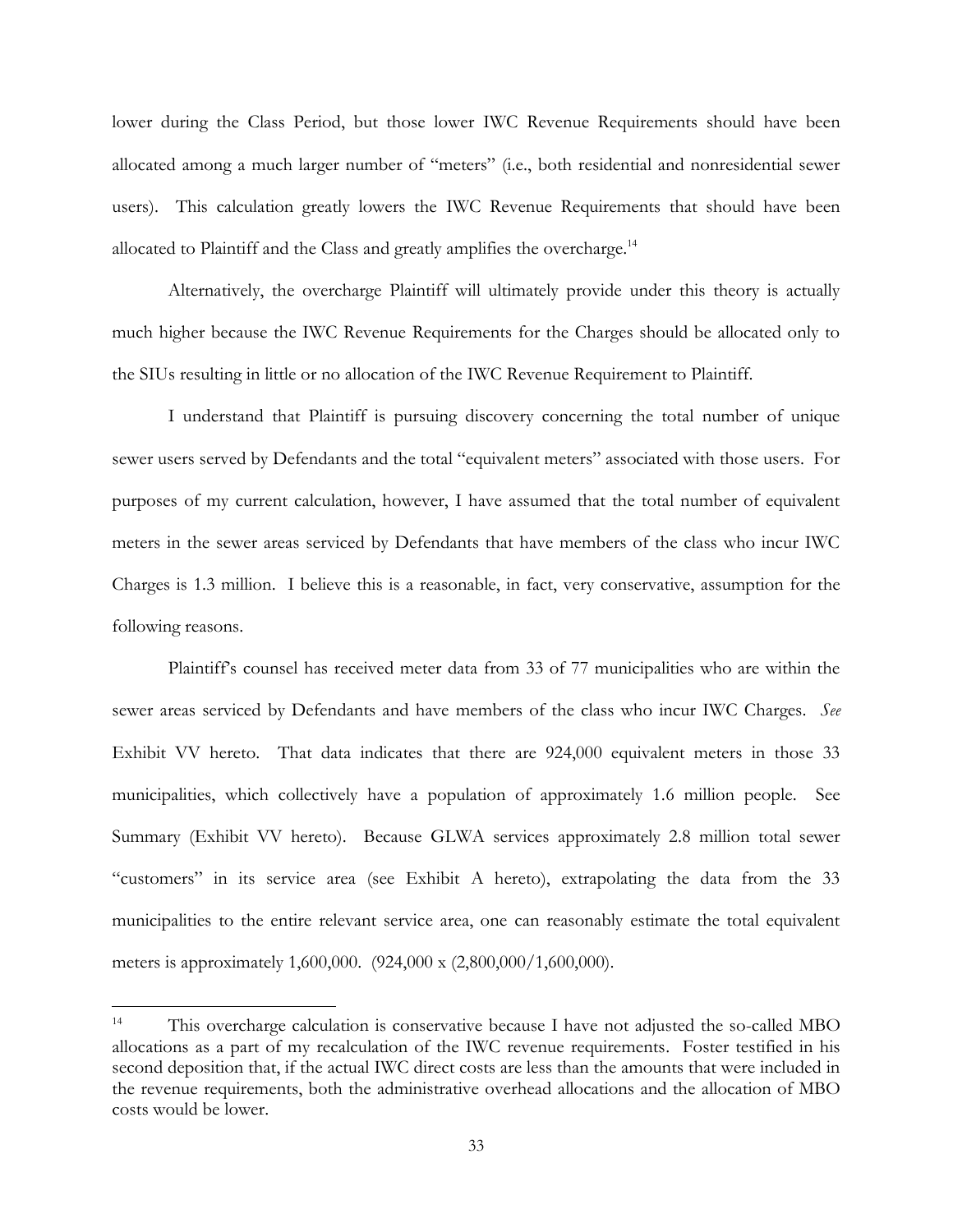lower during the Class Period, but those lower IWC Revenue Requirements should have been allocated among a much larger number of "meters" (i.e., both residential and nonresidential sewer users). This calculation greatly lowers the IWC Revenue Requirements that should have been allocated to Plaintiff and the Class and greatly amplifies the overcharge.[14]

Alternatively, the overcharge Plaintiff will ultimately provide under this theory is actually much higher because the IWC Revenue Requirements for the Charges should be allocated only to the SIUs resulting in little or no allocation of the IWC Revenue Requirement to Plaintiff.

I understand that Plaintiff is pursuing discovery concerning the total number of unique sewer users served by Defendants and the total "equivalent meters" associated with those users. For purposes of my current calculation, however, I have assumed that the total number of equivalent meters in the sewer areas serviced by Defendants that have members of the class who incur IWC Charges is 1.3 million. I believe this is a reasonable, in fact, very conservative, assumption for the following reasons.

Plaintiff's counsel has received meter data from 33 of 77 municipalities who are within the sewer areas serviced by Defendants and have members of the class who incur IWC Charges. *See* Exhibit VV hereto. That data indicates that there are 924,000 equivalent meters in those 33 municipalities, which collectively have a population of approximately 1.6 million people. See Summary (Exhibit VV hereto). Because GLWA services approximately 2.8 million total sewer "customers" in its service area (see Exhibit A hereto), extrapolating the data from the 33 municipalities to the entire relevant service area, one can reasonably estimate the total equivalent meters is approximately 1,600,000. (924,000 x (2,800,000/1,600,000).

---

[14] This overcharge calculation is conservative because I have not adjusted the so-called MBO allocations as a part of my recalculation of the IWC revenue requirements. Foster testified in his second deposition that, if the actual IWC direct costs are less than the amounts that were included in the revenue requirements, both the administrative overhead allocations and the allocation of MBO costs would be lower.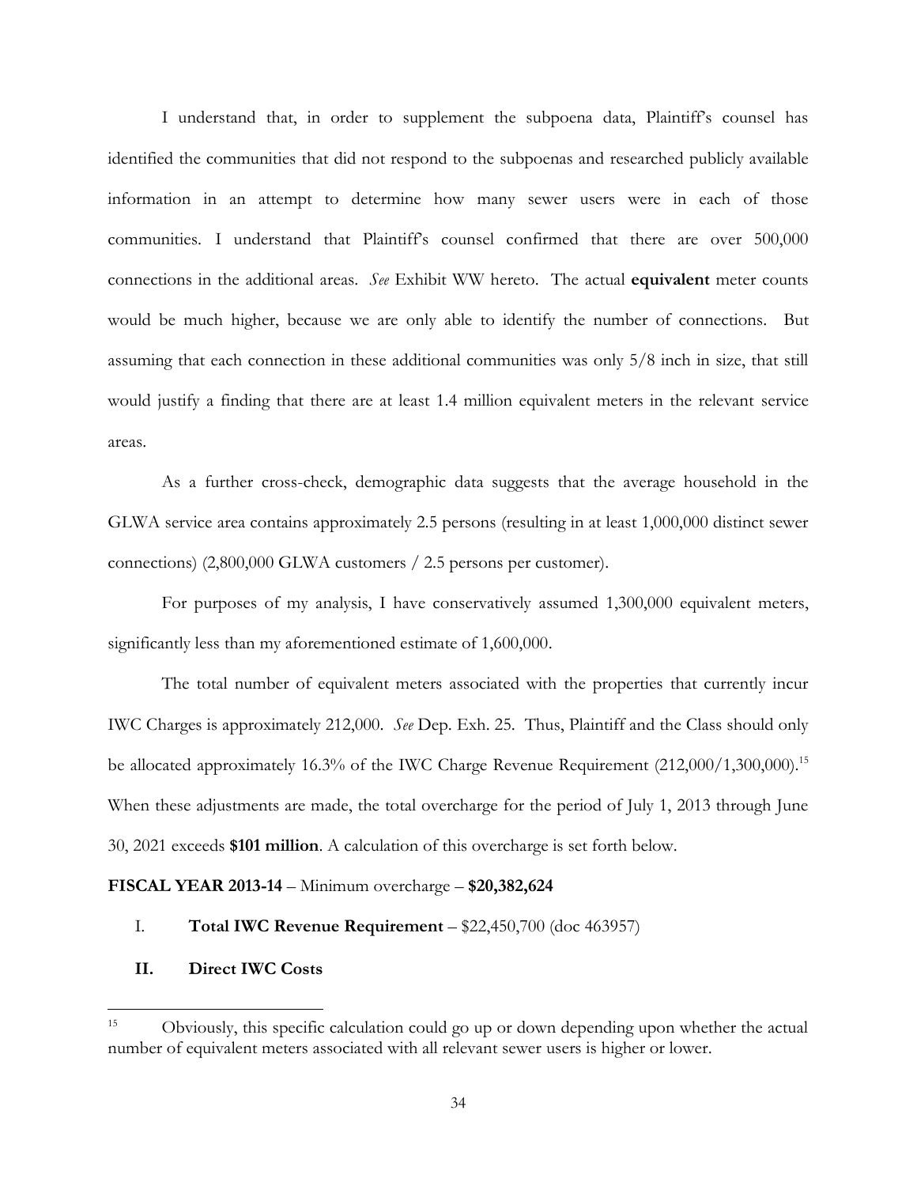I understand that, in order to supplement the subpoena data, Plaintiff's counsel has identified the communities that did not respond to the subpoenas and researched publicly available information in an attempt to determine how many sewer users were in each of those communities. I understand that Plaintiff's counsel confirmed that there are over 500,000 connections in the additional areas. *See* Exhibit WW hereto. The actual **equivalent** meter counts would be much higher, because we are only able to identify the number of connections. But assuming that each connection in these additional communities was only 5/8 inch in size, that still would justify a finding that there are at least 1.4 million equivalent meters in the relevant service areas.

As a further cross-check, demographic data suggests that the average household in the GLWA service area contains approximately 2.5 persons (resulting in at least 1,000,000 distinct sewer connections) (2,800,000 GLWA customers / 2.5 persons per customer).

For purposes of my analysis, I have conservatively assumed 1,300,000 equivalent meters, significantly less than my aforementioned estimate of 1,600,000.

The total number of equivalent meters associated with the properties that currently incur IWC Charges is approximately 212,000. *See* Dep. Exh. 25. Thus, Plaintiff and the Class should only be allocated approximately 16.3% of the IWC Charge Revenue Requirement (212,000/1,300,000).[15] When these adjustments are made, the total overcharge for the period of July 1, 2013 through June 30, 2021 exceeds **$101 million**. A calculation of this overcharge is set forth below.

**FISCAL YEAR 2013-14** – Minimum overcharge – **$20,382,624**

I. **Total IWC Revenue Requirement** – $22,450,700 (doc 463957)

**II. Direct IWC Costs**

---

[15] Obviously, this specific calculation could go up or down depending upon whether the actual number of equivalent meters associated with all relevant sewer users is higher or lower.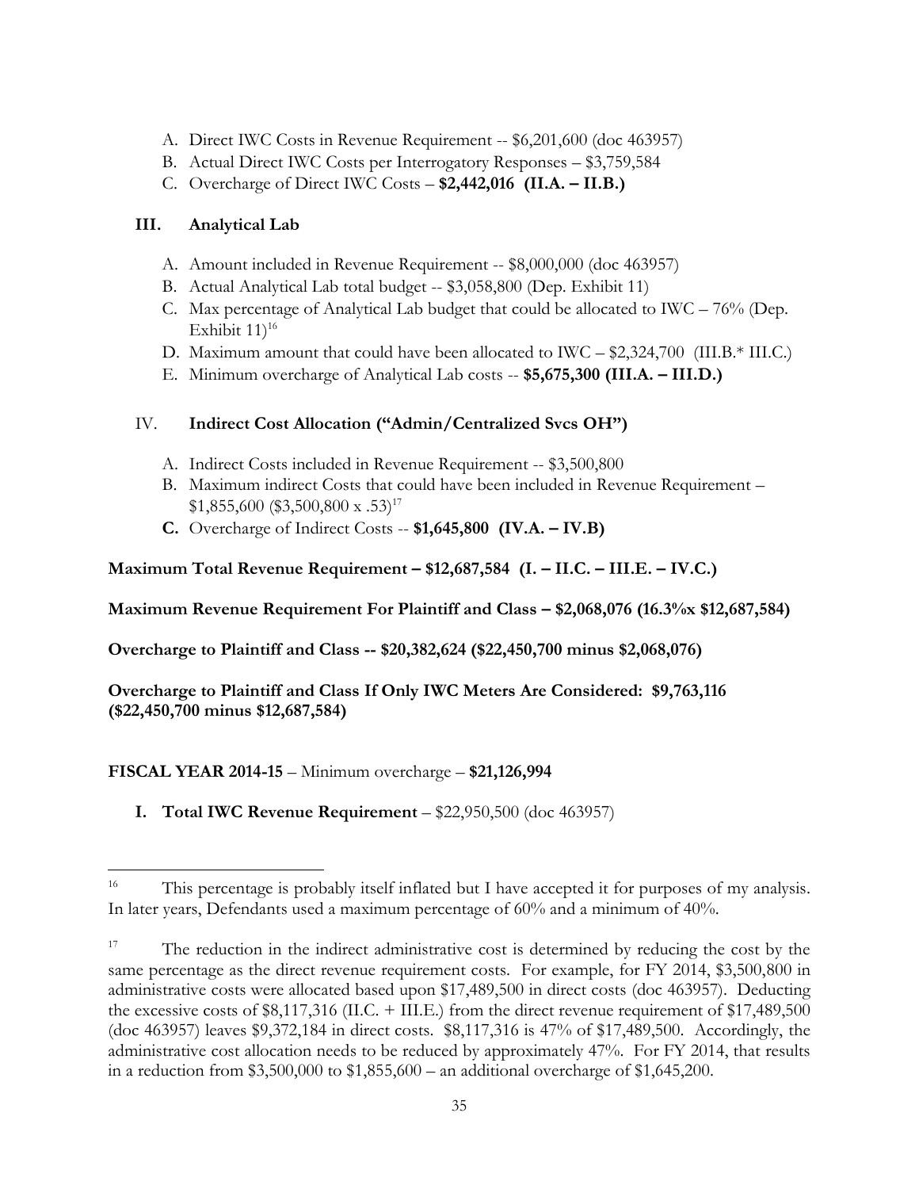A. Direct IWC Costs in Revenue Requirement -- $6,201,600 (doc 463957)
B. Actual Direct IWC Costs per Interrogatory Responses – $3,759,584
C. Overcharge of Direct IWC Costs – **$2,442,016 (II.A. – II.B.)**

### III. Analytical Lab

A. Amount included in Revenue Requirement -- $8,000,000 (doc 463957)
B. Actual Analytical Lab total budget -- $3,058,800 (Dep. Exhibit 11)
C. Max percentage of Analytical Lab budget that could be allocated to IWC – 76% (Dep. Exhibit 11)[16]
D. Maximum amount that could have been allocated to IWC – $2,324,700 (III.B.* III.C.)
E. Minimum overcharge of Analytical Lab costs -- **$5,675,300 (III.A. – III.D.)**

### IV. Indirect Cost Allocation ("Admin/Centralized Svcs OH")

A. Indirect Costs included in Revenue Requirement -- $3,500,800
B. Maximum indirect Costs that could have been included in Revenue Requirement – $1,855,600 ($3,500,800 x .53)[17]
**C.** Overcharge of Indirect Costs -- **$1,645,800 (IV.A. – IV.B)**

**Maximum Total Revenue Requirement – $12,687,584 (I. – II.C. – III.E. – IV.C.)**

**Maximum Revenue Requirement For Plaintiff and Class – $2,068,076 (16.3%x $12,687,584)**

**Overcharge to Plaintiff and Class -- $20,382,624 ($22,450,700 minus $2,068,076)**

**Overcharge to Plaintiff and Class If Only IWC Meters Are Considered: $9,763,116 ($22,450,700 minus $12,687,584)**

**FISCAL YEAR 2014-15** – Minimum overcharge – **$21,126,994**

**I. Total IWC Revenue Requirement** – $22,950,500 (doc 463957)

---

[16] This percentage is probably itself inflated but I have accepted it for purposes of my analysis. In later years, Defendants used a maximum percentage of 60% and a minimum of 40%.

[17] The reduction in the indirect administrative cost is determined by reducing the cost by the same percentage as the direct revenue requirement costs. For example, for FY 2014, $3,500,800 in administrative costs were allocated based upon $17,489,500 in direct costs (doc 463957). Deducting the excessive costs of $8,117,316 (II.C. + III.E.) from the direct revenue requirement of $17,489,500 (doc 463957) leaves $9,372,184 in direct costs. $8,117,316 is 47% of $17,489,500. Accordingly, the administrative cost allocation needs to be reduced by approximately 47%. For FY 2014, that results in a reduction from $3,500,000 to $1,855,600 – an additional overcharge of $1,645,200.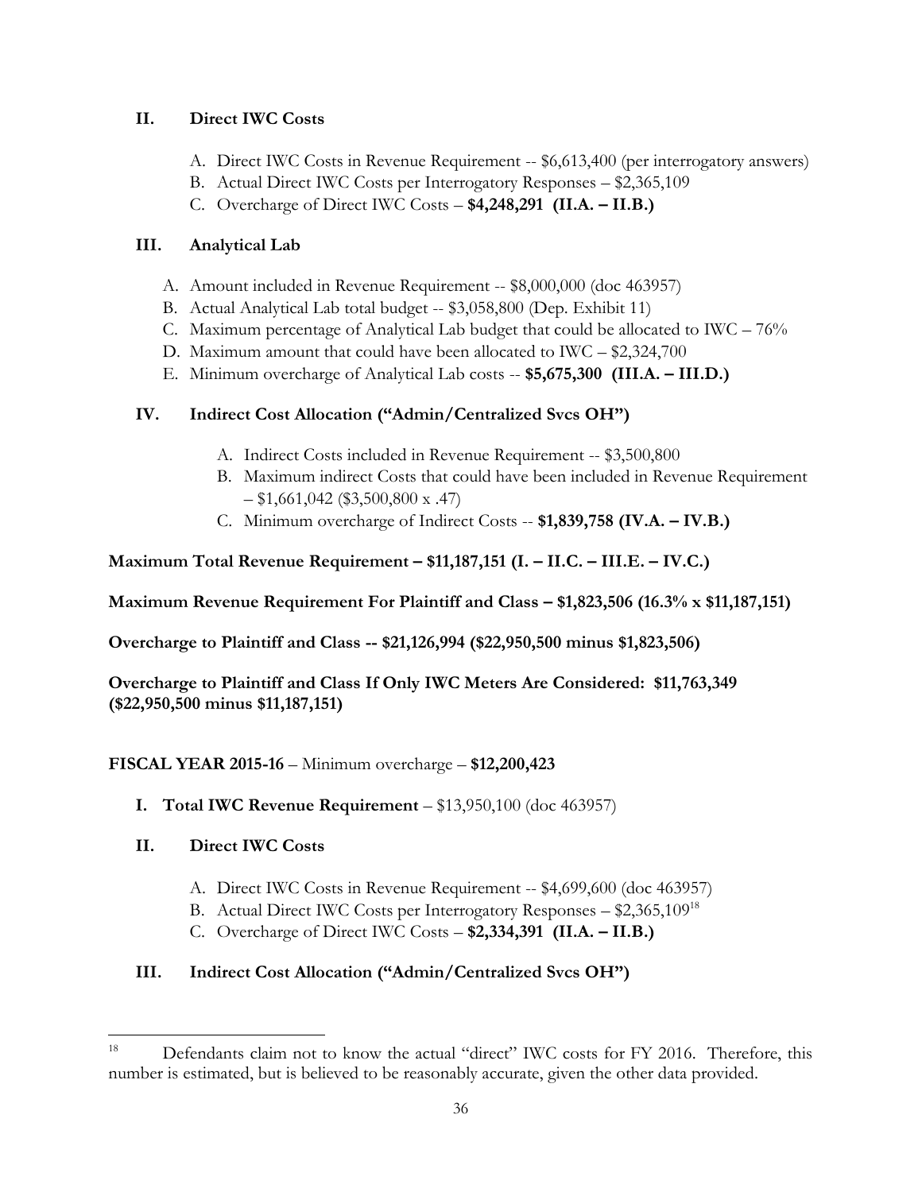## II. Direct IWC Costs

A. Direct IWC Costs in Revenue Requirement -- $6,613,400 (per interrogatory answers)
B. Actual Direct IWC Costs per Interrogatory Responses – $2,365,109
C. Overcharge of Direct IWC Costs – **$4,248,291 (II.A. – II.B.)**

## III. Analytical Lab

A. Amount included in Revenue Requirement -- $8,000,000 (doc 463957)
B. Actual Analytical Lab total budget -- $3,058,800 (Dep. Exhibit 11)
C. Maximum percentage of Analytical Lab budget that could be allocated to IWC – 76%
D. Maximum amount that could have been allocated to IWC – $2,324,700
E. Minimum overcharge of Analytical Lab costs -- **$5,675,300 (III.A. – III.D.)**

## IV. Indirect Cost Allocation ("Admin/Centralized Svcs OH")

A. Indirect Costs included in Revenue Requirement -- $3,500,800
B. Maximum indirect Costs that could have been included in Revenue Requirement – $1,661,042 ($3,500,800 x .47)
C. Minimum overcharge of Indirect Costs -- **$1,839,758 (IV.A. – IV.B.)**

**Maximum Total Revenue Requirement – $11,187,151 (I. – II.C. – III.E. – IV.C.)**

**Maximum Revenue Requirement For Plaintiff and Class – $1,823,506 (16.3% x $11,187,151)**

**Overcharge to Plaintiff and Class -- $21,126,994 ($22,950,500 minus $1,823,506)**

**Overcharge to Plaintiff and Class If Only IWC Meters Are Considered: $11,763,349 ($22,950,500 minus $11,187,151)**

**FISCAL YEAR 2015-16** – Minimum overcharge – **$12,200,423**

## I. Total IWC Revenue Requirement – $13,950,100 (doc 463957)

## II. Direct IWC Costs

A. Direct IWC Costs in Revenue Requirement -- $4,699,600 (doc 463957)
B. Actual Direct IWC Costs per Interrogatory Responses – $2,365,109[18]
C. Overcharge of Direct IWC Costs – **$2,334,391 (II.A. – II.B.)**

## III. Indirect Cost Allocation ("Admin/Centralized Svcs OH")

[18] Defendants claim not to know the actual "direct" IWC costs for FY 2016. Therefore, this number is estimated, but is believed to be reasonably accurate, given the other data provided.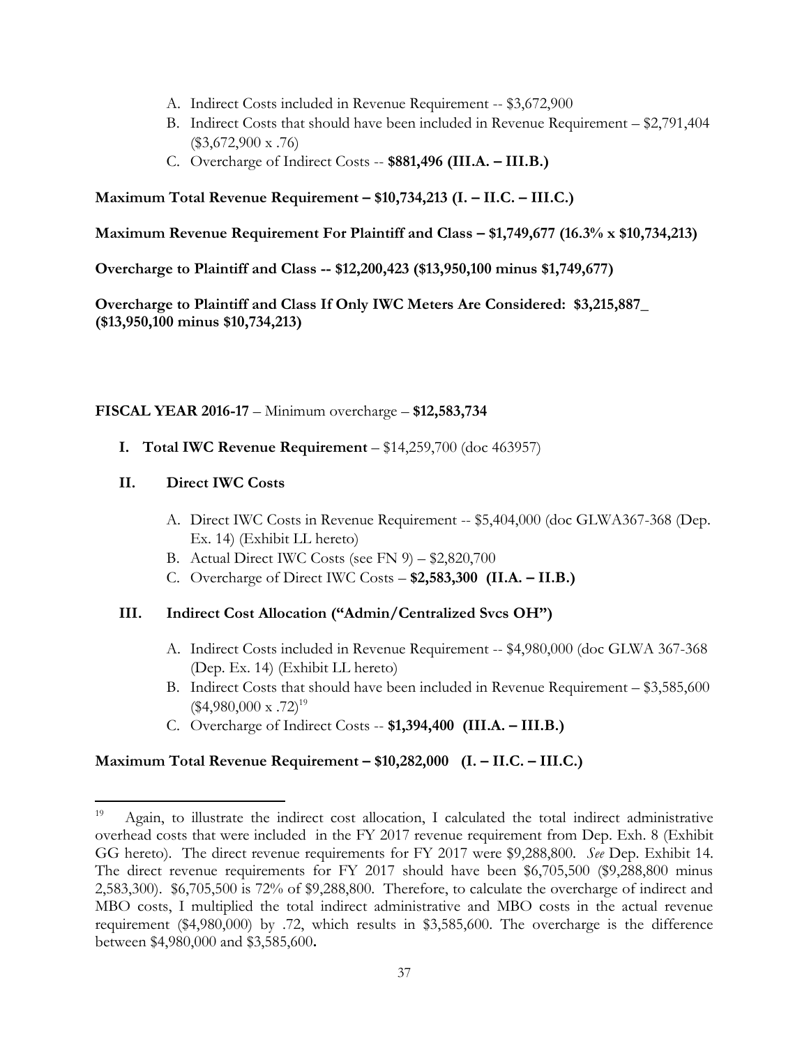A. Indirect Costs included in Revenue Requirement -- $3,672,900
B. Indirect Costs that should have been included in Revenue Requirement – $2,791,404 ($3,672,900 x .76)
C. Overcharge of Indirect Costs -- **$881,496 (III.A. – III.B.)**

**Maximum Total Revenue Requirement – $10,734,213 (I. – II.C. – III.C.)**

**Maximum Revenue Requirement For Plaintiff and Class – $1,749,677 (16.3% x $10,734,213)**

**Overcharge to Plaintiff and Class -- $12,200,423 ($13,950,100 minus $1,749,677)**

**Overcharge to Plaintiff and Class If Only IWC Meters Are Considered: $3,215,887_ ($13,950,100 minus $10,734,213)**

**FISCAL YEAR 2016-17** – Minimum overcharge – **$12,583,734**

**I. Total IWC Revenue Requirement** – $14,259,700 (doc 463957)

**II. Direct IWC Costs**

A. Direct IWC Costs in Revenue Requirement -- $5,404,000 (doc GLWA367-368 (Dep. Ex. 14) (Exhibit LL hereto)
B. Actual Direct IWC Costs (see FN 9) – $2,820,700
C. Overcharge of Direct IWC Costs – **$2,583,300 (II.A. – II.B.)**

**III. Indirect Cost Allocation ("Admin/Centralized Svcs OH")**

A. Indirect Costs included in Revenue Requirement -- $4,980,000 (doc GLWA 367-368 (Dep. Ex. 14) (Exhibit LL hereto)
B. Indirect Costs that should have been included in Revenue Requirement – $3,585,600 ($4,980,000 x .72)[19]
C. Overcharge of Indirect Costs -- **$1,394,400 (III.A. – III.B.)**

**Maximum Total Revenue Requirement – $10,282,000 (I. – II.C. – III.C.)**

---

[19] Again, to illustrate the indirect cost allocation, I calculated the total indirect administrative overhead costs that were included in the FY 2017 revenue requirement from Dep. Exh. 8 (Exhibit GG hereto). The direct revenue requirements for FY 2017 were $9,288,800. *See* Dep. Exhibit 14. The direct revenue requirements for FY 2017 should have been $6,705,500 ($9,288,800 minus 2,583,300). $6,705,500 is 72% of $9,288,800. Therefore, to calculate the overcharge of indirect and MBO costs, I multiplied the total indirect administrative and MBO costs in the actual revenue requirement ($4,980,000) by .72, which results in $3,585,600. The overcharge is the difference between $4,980,000 and $3,585,600**.**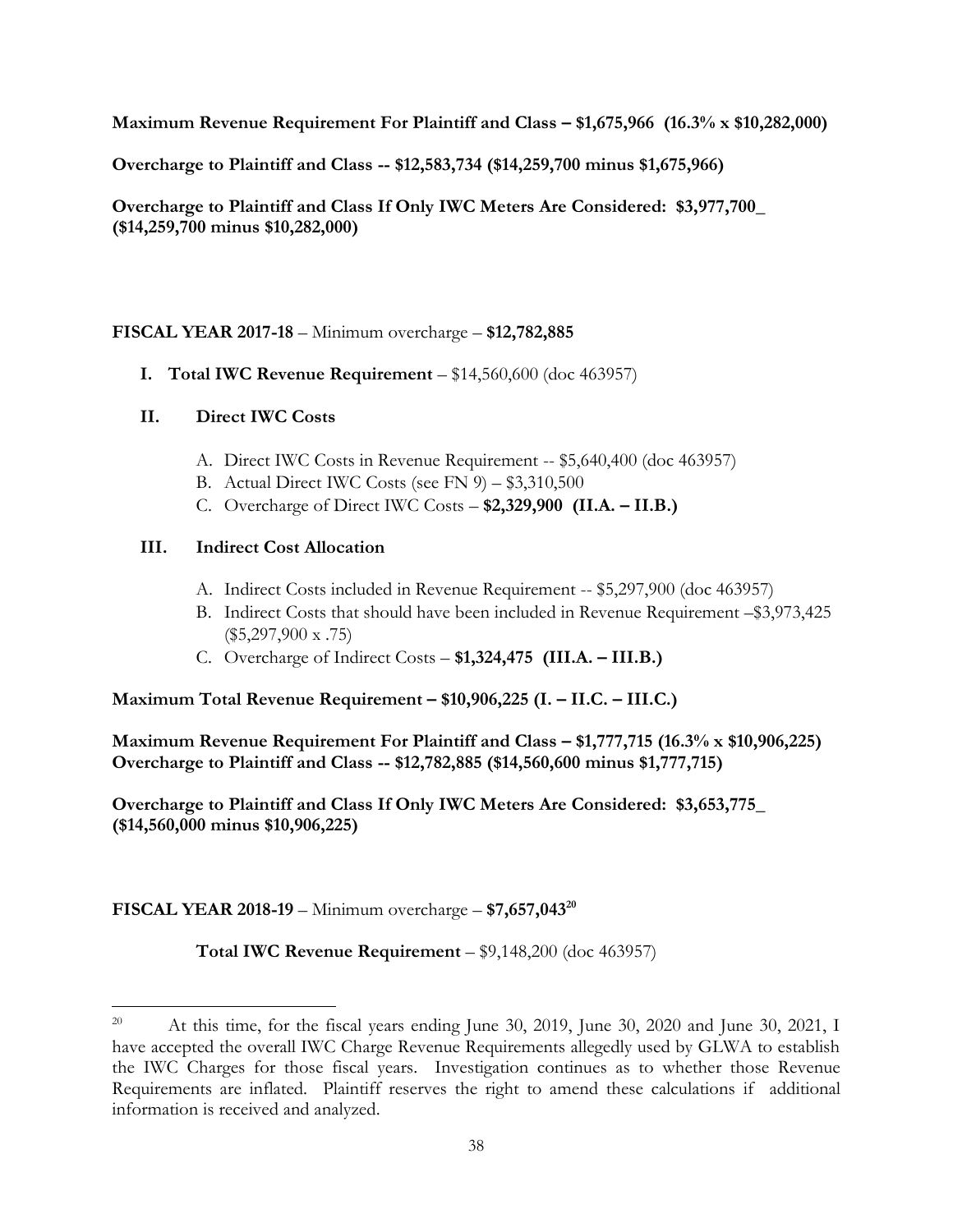**Maximum Revenue Requirement For Plaintiff and Class – $1,675,966 (16.3% x $10,282,000)**

**Overcharge to Plaintiff and Class -- $12,583,734 ($14,259,700 minus $1,675,966)**

**Overcharge to Plaintiff and Class If Only IWC Meters Are Considered: $3,977,700_ ($14,259,700 minus $10,282,000)**

**FISCAL YEAR 2017-18** – Minimum overcharge – **$12,782,885**

- **I. Total IWC Revenue Requirement** – $14,560,600 (doc 463957)

**II. Direct IWC Costs**

- A. Direct IWC Costs in Revenue Requirement -- $5,640,400 (doc 463957)
- B. Actual Direct IWC Costs (see FN 9) – $3,310,500
- C. Overcharge of Direct IWC Costs – **$2,329,900 (II.A. – II.B.)**

**III. Indirect Cost Allocation**

- A. Indirect Costs included in Revenue Requirement -- $5,297,900 (doc 463957)
- B. Indirect Costs that should have been included in Revenue Requirement –$3,973,425 ($5,297,900 x .75)
- C. Overcharge of Indirect Costs – **$1,324,475 (III.A. – III.B.)**

**Maximum Total Revenue Requirement – $10,906,225 (I. – II.C. – III.C.)**

**Maximum Revenue Requirement For Plaintiff and Class – $1,777,715 (16.3% x $10,906,225)**
**Overcharge to Plaintiff and Class -- $12,782,885 ($14,560,600 minus $1,777,715)**

**Overcharge to Plaintiff and Class If Only IWC Meters Are Considered: $3,653,775_ ($14,560,000 minus $10,906,225)**

**FISCAL YEAR 2018-19** – Minimum overcharge – **$7,657,043**[20]

**Total IWC Revenue Requirement** – $9,148,200 (doc 463957)

---

[20] At this time, for the fiscal years ending June 30, 2019, June 30, 2020 and June 30, 2021, I have accepted the overall IWC Charge Revenue Requirements allegedly used by GLWA to establish the IWC Charges for those fiscal years. Investigation continues as to whether those Revenue Requirements are inflated. Plaintiff reserves the right to amend these calculations if additional information is received and analyzed.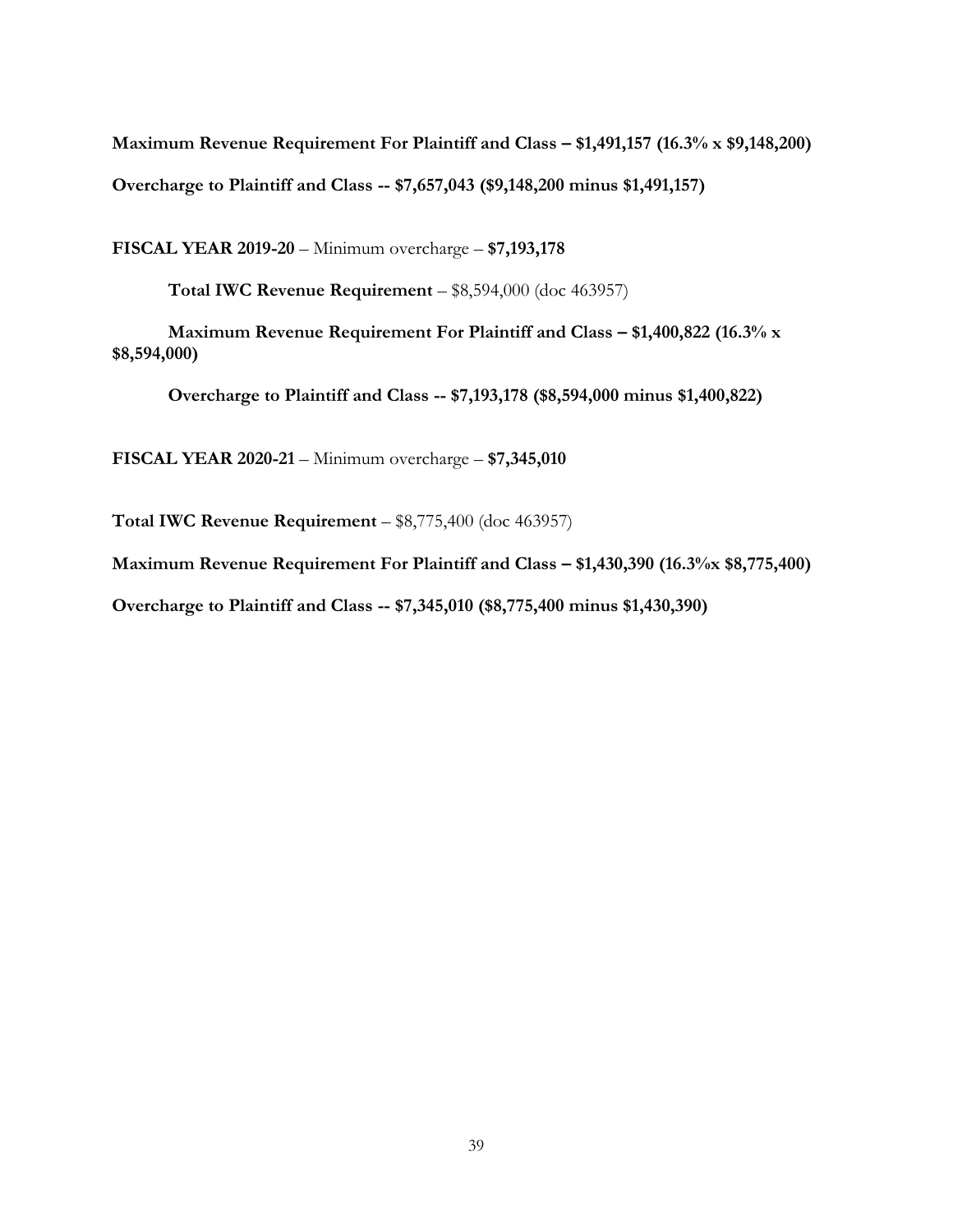**Maximum Revenue Requirement For Plaintiff and Class – $1,491,157 (16.3% x $9,148,200)**

**Overcharge to Plaintiff and Class -- $7,657,043 ($9,148,200 minus $1,491,157)**

**FISCAL YEAR 2019-20** – Minimum overcharge – **$7,193,178**

**Total IWC Revenue Requirement** – $8,594,000 (doc 463957)

**Maximum Revenue Requirement For Plaintiff and Class – $1,400,822 (16.3% x $8,594,000)**

**Overcharge to Plaintiff and Class -- $7,193,178 ($8,594,000 minus $1,400,822)**

**FISCAL YEAR 2020-21** – Minimum overcharge – **$7,345,010**

**Total IWC Revenue Requirement** – $8,775,400 (doc 463957)

**Maximum Revenue Requirement For Plaintiff and Class – $1,430,390 (16.3%x $8,775,400)**

**Overcharge to Plaintiff and Class -- $7,345,010 ($8,775,400 minus $1,430,390)**